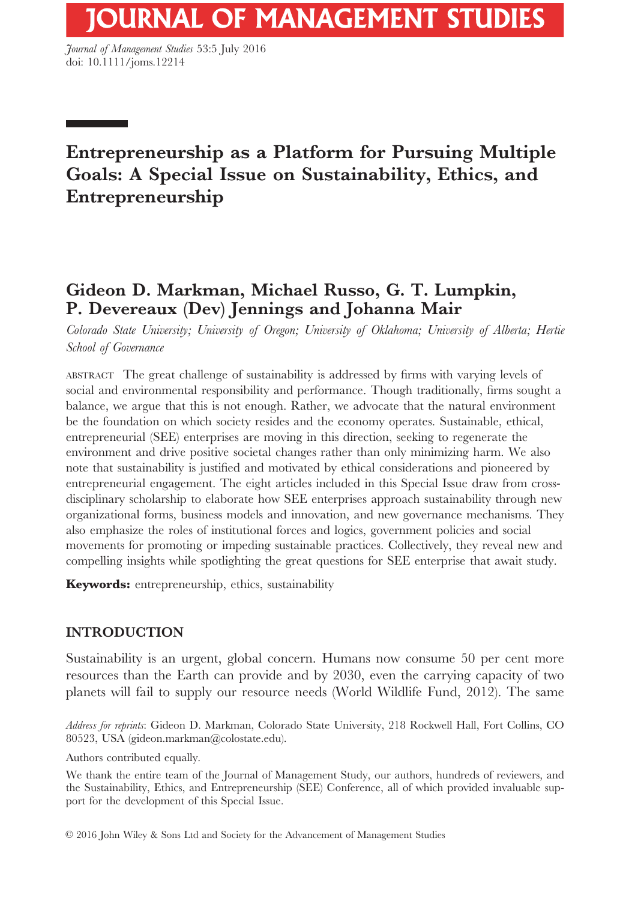# Entrepreneurship as a Platform for Pursuing Multiple Goals: A Special Issue on Sustainability, Ethics, and Entrepreneurship

## Gideon D. Markman, Michael Russo, G. T. Lumpkin, P. Devereaux (Dev) Jennings and Johanna Mair

*Colorado State University; University of Oregon; University of Oklahoma; University of Alberta; Hertie School of Governance*

ABSTRACT The great challenge of sustainability is addressed by firms with varying levels of social and environmental responsibility and performance. Though traditionally, firms sought a balance, we argue that this is not enough. Rather, we advocate that the natural environment be the foundation on which society resides and the economy operates. Sustainable, ethical, entrepreneurial (SEE) enterprises are moving in this direction, seeking to regenerate the environment and drive positive societal changes rather than only minimizing harm. We also note that sustainability is justified and motivated by ethical considerations and pioneered by entrepreneurial engagement. The eight articles included in this Special Issue draw from cross-disciplinary scholarship to elaborate how SEE enterprises approach sustainability through new organizational forms, business models and innovation, and new governance mechanisms. They also emphasize the roles of institutional forces and logics, government policies and social movements for promoting or impeding sustainable practices. Collectively, they reveal new and compelling insights while spotlighting the great questions for SEE enterprise that await study.

**Keywords:** entrepreneurship, ethics, sustainability

## INTRODUCTION

Sustainability is an urgent, global concern. Humans now consume 50 per cent more resources than the Earth can provide and by 2030, even the carrying capacity of two planets will fail to supply our resource needs (World Wildlife Fund, 2012). The same

*Address for reprints*: Gideon D. Markman, Colorado State University, 218 Rockwell Hall, Fort Collins, CO 80523, USA (gideon.markman@colostate.edu).

Authors contributed equally.

We thank the entire team of the Journal of Management Study, our authors, hundreds of reviewers, and the Sustainability, Ethics, and Entrepreneurship (SEE) Conference, all of which provided invaluable support for the development of this Special Issue.

© 2016 John Wiley & Sons Ltd and Society for the Advancement of Management Studies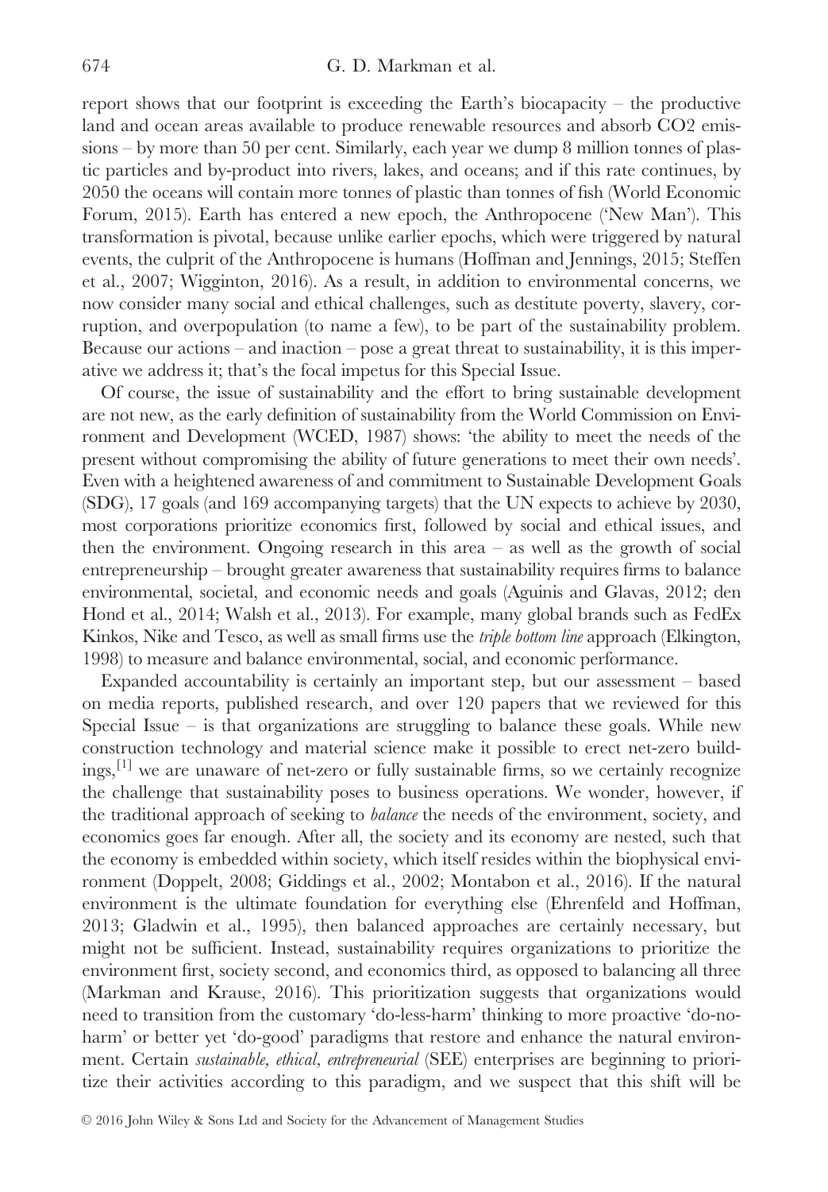report shows that our footprint is exceeding the Earth's biocapacity – the productive land and ocean areas available to produce renewable resources and absorb $CO_2$ emissions – by more than 50 per cent. Similarly, each year we dump 8 million tonnes of plastic particles and by-product into rivers, lakes, and oceans; and if this rate continues, by 2050 the oceans will contain more tonnes of plastic than tonnes of fish (World Economic Forum, 2015). Earth has entered a new epoch, the Anthropocene ('New Man'). This transformation is pivotal, because unlike earlier epochs, which were triggered by natural events, the culprit of the Anthropocene is humans (Hoffman and Jennings, 2015; Steffen et al., 2007; Wigginton, 2016). As a result, in addition to environmental concerns, we now consider many social and ethical challenges, such as destitute poverty, slavery, corruption, and overpopulation (to name a few), to be part of the sustainability problem. Because our actions – and inaction – pose a great threat to sustainability, it is this imperative we address it; that's the focal impetus for this Special Issue.

Of course, the issue of sustainability and the effort to bring sustainable development are not new, as the early definition of sustainability from the World Commission on Environment and Development (WCED, 1987) shows: 'the ability to meet the needs of the present without compromising the ability of future generations to meet their own needs'. Even with a heightened awareness of and commitment to Sustainable Development Goals (SDG), 17 goals (and 169 accompanying targets) that the UN expects to achieve by 2030, most corporations prioritize economics first, followed by social and ethical issues, and then the environment. Ongoing research in this area – as well as the growth of social entrepreneurship – brought greater awareness that sustainability requires firms to balance environmental, societal, and economic needs and goals (Aguinis and Glavas, 2012; den Hond et al., 2014; Walsh et al., 2013). For example, many global brands such as FedEx Kinkos, Nike and Tesco, as well as small firms use the *triple bottom line* approach (Elkington, 1998) to measure and balance environmental, social, and economic performance.

Expanded accountability is certainly an important step, but our assessment – based on media reports, published research, and over 120 papers that we reviewed for this Special Issue – is that organizations are struggling to balance these goals. While new construction technology and material science make it possible to erect net-zero buildings,[1] we are unaware of net-zero or fully sustainable firms, so we certainly recognize the challenge that sustainability poses to business operations. We wonder, however, if the traditional approach of seeking to *balance* the needs of the environment, society, and economics goes far enough. After all, the society and its economy are nested, such that the economy is embedded within society, which itself resides within the biophysical environment (Doppelt, 2008; Giddings et al., 2002; Montabon et al., 2016). If the natural environment is the ultimate foundation for everything else (Ehrenfeld and Hoffman, 2013; Gladwin et al., 1995), then balanced approaches are certainly necessary, but might not be sufficient. Instead, sustainability requires organizations to prioritize the environment first, society second, and economics third, as opposed to balancing all three (Markman and Krause, 2016). This prioritization suggests that organizations would need to transition from the customary 'do-less-harm' thinking to more proactive 'do-no-harm' or better yet 'do-good' paradigms that restore and enhance the natural environment. Certain *sustainable, ethical, entrepreneurial* (SEE) enterprises are beginning to prioritize their activities according to this paradigm, and we suspect that this shift will be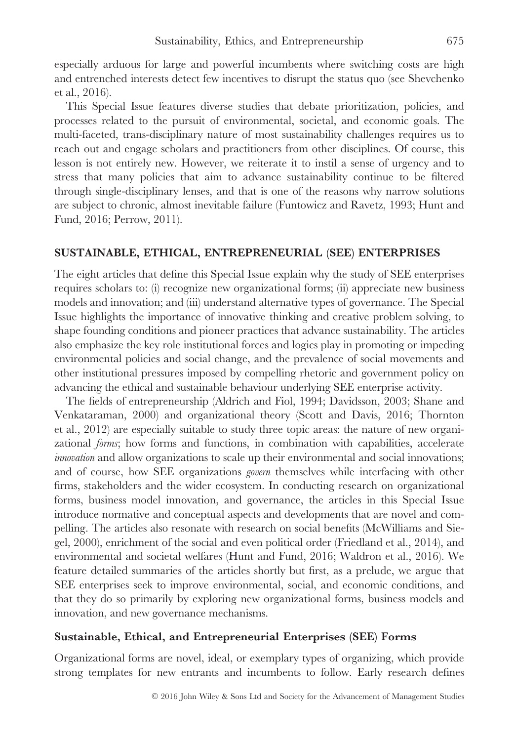especially arduous for large and powerful incumbents where switching costs are high and entrenched interests detect few incentives to disrupt the status quo (see Shevchenko et al., 2016).

This Special Issue features diverse studies that debate prioritization, policies, and processes related to the pursuit of environmental, societal, and economic goals. The multi-faceted, trans-disciplinary nature of most sustainability challenges requires us to reach out and engage scholars and practitioners from other disciplines. Of course, this lesson is not entirely new. However, we reiterate it to instil a sense of urgency and to stress that many policies that aim to advance sustainability continue to be filtered through single-disciplinary lenses, and that is one of the reasons why narrow solutions are subject to chronic, almost inevitable failure (Funtowicz and Ravetz, 1993; Hunt and Fund, 2016; Perrow, 2011).

## SUSTAINABLE, ETHICAL, ENTREPRENEURIAL (SEE) ENTERPRISES

The eight articles that define this Special Issue explain why the study of SEE enterprises requires scholars to: (i) recognize new organizational forms; (ii) appreciate new business models and innovation; and (iii) understand alternative types of governance. The Special Issue highlights the importance of innovative thinking and creative problem solving, to shape founding conditions and pioneer practices that advance sustainability. The articles also emphasize the key role institutional forces and logics play in promoting or impeding environmental policies and social change, and the prevalence of social movements and other institutional pressures imposed by compelling rhetoric and government policy on advancing the ethical and sustainable behaviour underlying SEE enterprise activity.

The fields of entrepreneurship (Aldrich and Fiol, 1994; Davidsson, 2003; Shane and Venkataraman, 2000) and organizational theory (Scott and Davis, 2016; Thornton et al., 2012) are especially suitable to study three topic areas: the nature of new organizational *forms*; how forms and functions, in combination with capabilities, accelerate *innovation* and allow organizations to scale up their environmental and social innovations; and of course, how SEE organizations *govern* themselves while interfacing with other firms, stakeholders and the wider ecosystem. In conducting research on organizational forms, business model innovation, and governance, the articles in this Special Issue introduce normative and conceptual aspects and developments that are novel and compelling. The articles also resonate with research on social benefits (McWilliams and Siegel, 2000), enrichment of the social and even political order (Friedland et al., 2014), and environmental and societal welfares (Hunt and Fund, 2016; Waldron et al., 2016). We feature detailed summaries of the articles shortly but first, as a prelude, we argue that SEE enterprises seek to improve environmental, social, and economic conditions, and that they do so primarily by exploring new organizational forms, business models and innovation, and new governance mechanisms.

### Sustainable, Ethical, and Entrepreneurial Enterprises (SEE) Forms

Organizational forms are novel, ideal, or exemplary types of organizing, which provide strong templates for new entrants and incumbents to follow. Early research defines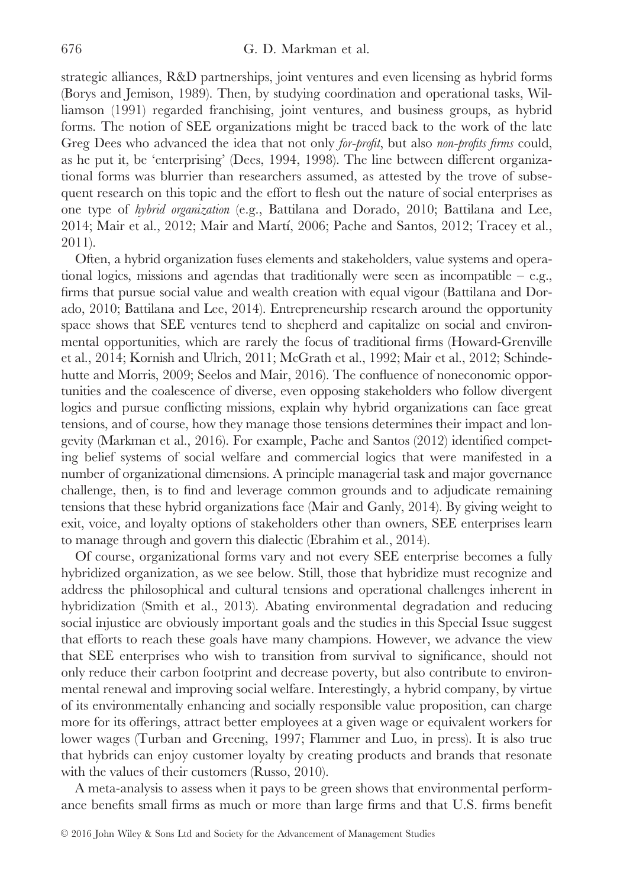strategic alliances, R&D partnerships, joint ventures and even licensing as hybrid forms (Borys and Jemison, 1989). Then, by studying coordination and operational tasks, Williamson (1991) regarded franchising, joint ventures, and business groups, as hybrid forms. The notion of SEE organizations might be traced back to the work of the late Greg Dees who advanced the idea that not only *for-profit*, but also *non-profits firms* could, as he put it, be 'enterprising' (Dees, 1994, 1998). The line between different organizational forms was blurrier than researchers assumed, as attested by the trove of subsequent research on this topic and the effort to flesh out the nature of social enterprises as one type of *hybrid organization* (e.g., Battilana and Dorado, 2010; Battilana and Lee, 2014; Mair et al., 2012; Mair and Martí, 2006; Pache and Santos, 2012; Tracey et al., 2011).

Often, a hybrid organization fuses elements and stakeholders, value systems and operational logics, missions and agendas that traditionally were seen as incompatible – e.g., firms that pursue social value and wealth creation with equal vigour (Battilana and Dorado, 2010; Battilana and Lee, 2014). Entrepreneurship research around the opportunity space shows that SEE ventures tend to shepherd and capitalize on social and environmental opportunities, which are rarely the focus of traditional firms (Howard-Grenville et al., 2014; Kornish and Ulrich, 2011; McGrath et al., 1992; Mair et al., 2012; Schindehutte and Morris, 2009; Seelos and Mair, 2016). The confluence of noneconomic opportunities and the coalescence of diverse, even opposing stakeholders who follow divergent logics and pursue conflicting missions, explain why hybrid organizations can face great tensions, and of course, how they manage those tensions determines their impact and longevity (Markman et al., 2016). For example, Pache and Santos (2012) identified competing belief systems of social welfare and commercial logics that were manifested in a number of organizational dimensions. A principle managerial task and major governance challenge, then, is to find and leverage common grounds and to adjudicate remaining tensions that these hybrid organizations face (Mair and Ganly, 2014). By giving weight to exit, voice, and loyalty options of stakeholders other than owners, SEE enterprises learn to manage through and govern this dialectic (Ebrahim et al., 2014).

Of course, organizational forms vary and not every SEE enterprise becomes a fully hybridized organization, as we see below. Still, those that hybridize must recognize and address the philosophical and cultural tensions and operational challenges inherent in hybridization (Smith et al., 2013). Abating environmental degradation and reducing social injustice are obviously important goals and the studies in this Special Issue suggest that efforts to reach these goals have many champions. However, we advance the view that SEE enterprises who wish to transition from survival to significance, should not only reduce their carbon footprint and decrease poverty, but also contribute to environmental renewal and improving social welfare. Interestingly, a hybrid company, by virtue of its environmentally enhancing and socially responsible value proposition, can charge more for its offerings, attract better employees at a given wage or equivalent workers for lower wages (Turban and Greening, 1997; Flammer and Luo, in press). It is also true that hybrids can enjoy customer loyalty by creating products and brands that resonate with the values of their customers (Russo, 2010).

A meta-analysis to assess when it pays to be green shows that environmental performance benefits small firms as much or more than large firms and that U.S. firms benefit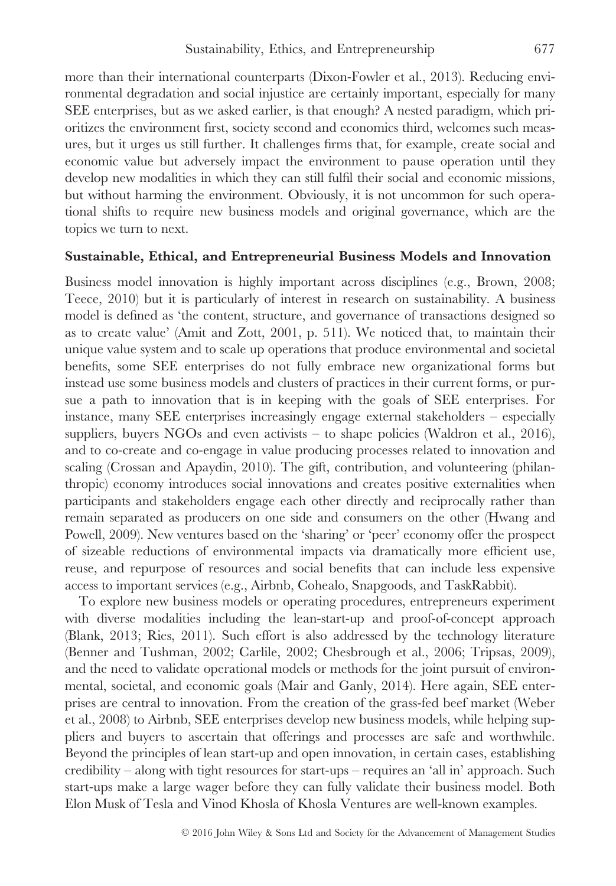more than their international counterparts (Dixon-Fowler et al., 2013). Reducing environmental degradation and social injustice are certainly important, especially for many SEE enterprises, but as we asked earlier, is that enough? A nested paradigm, which prioritizes the environment first, society second and economics third, welcomes such measures, but it urges us still further. It challenges firms that, for example, create social and economic value but adversely impact the environment to pause operation until they develop new modalities in which they can still fulfil their social and economic missions, but without harming the environment. Obviously, it is not uncommon for such operational shifts to require new business models and original governance, which are the topics we turn to next.

**Sustainable, Ethical, and Entrepreneurial Business Models and Innovation**

Business model innovation is highly important across disciplines (e.g., Brown, 2008; Teece, 2010) but it is particularly of interest in research on sustainability. A business model is defined as 'the content, structure, and governance of transactions designed so as to create value' (Amit and Zott, 2001, p. 511). We noticed that, to maintain their unique value system and to scale up operations that produce environmental and societal benefits, some SEE enterprises do not fully embrace new organizational forms but instead use some business models and clusters of practices in their current forms, or pursue a path to innovation that is in keeping with the goals of SEE enterprises. For instance, many SEE enterprises increasingly engage external stakeholders – especially suppliers, buyers NGOs and even activists – to shape policies (Waldron et al., 2016), and to co-create and co-engage in value producing processes related to innovation and scaling (Crossan and Apaydin, 2010). The gift, contribution, and volunteering (philanthropic) economy introduces social innovations and creates positive externalities when participants and stakeholders engage each other directly and reciprocally rather than remain separated as producers on one side and consumers on the other (Hwang and Powell, 2009). New ventures based on the 'sharing' or 'peer' economy offer the prospect of sizeable reductions of environmental impacts via dramatically more efficient use, reuse, and repurpose of resources and social benefits that can include less expensive access to important services (e.g., Airbnb, Cohealo, Snapgoods, and TaskRabbit).

To explore new business models or operating procedures, entrepreneurs experiment with diverse modalities including the lean-start-up and proof-of-concept approach (Blank, 2013; Ries, 2011). Such effort is also addressed by the technology literature (Benner and Tushman, 2002; Carlile, 2002; Chesbrough et al., 2006; Tripsas, 2009), and the need to validate operational models or methods for the joint pursuit of environmental, societal, and economic goals (Mair and Ganly, 2014). Here again, SEE enterprises are central to innovation. From the creation of the grass-fed beef market (Weber et al., 2008) to Airbnb, SEE enterprises develop new business models, while helping suppliers and buyers to ascertain that offerings and processes are safe and worthwhile. Beyond the principles of lean start-up and open innovation, in certain cases, establishing credibility – along with tight resources for start-ups – requires an 'all in' approach. Such start-ups make a large wager before they can fully validate their business model. Both Elon Musk of Tesla and Vinod Khosla of Khosla Ventures are well-known examples.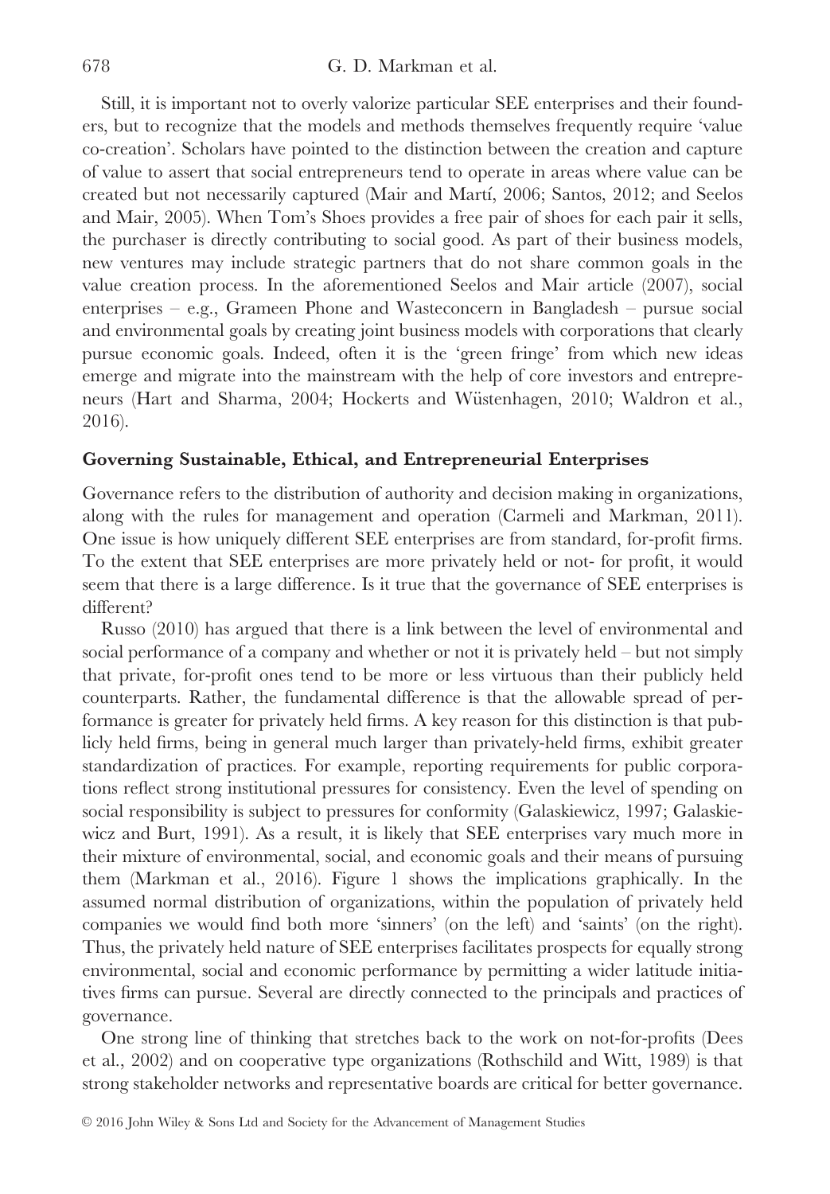Still, it is important not to overly valorize particular SEE enterprises and their founders, but to recognize that the models and methods themselves frequently require 'value co-creation'. Scholars have pointed to the distinction between the creation and capture of value to assert that social entrepreneurs tend to operate in areas where value can be created but not necessarily captured (Mair and Martí, 2006; Santos, 2012; and Seelos and Mair, 2005). When Tom's Shoes provides a free pair of shoes for each pair it sells, the purchaser is directly contributing to social good. As part of their business models, new ventures may include strategic partners that do not share common goals in the value creation process. In the aforementioned Seelos and Mair article (2007), social enterprises – e.g., Grameen Phone and Wasteconcern in Bangladesh – pursue social and environmental goals by creating joint business models with corporations that clearly pursue economic goals. Indeed, often it is the 'green fringe' from which new ideas emerge and migrate into the mainstream with the help of core investors and entrepreneurs (Hart and Sharma, 2004; Hockerts and Wüstenhagen, 2010; Waldron et al., 2016).

## Governing Sustainable, Ethical, and Entrepreneurial Enterprises

Governance refers to the distribution of authority and decision making in organizations, along with the rules for management and operation (Carmeli and Markman, 2011). One issue is how uniquely different SEE enterprises are from standard, for-profit firms. To the extent that SEE enterprises are more privately held or not- for profit, it would seem that there is a large difference. Is it true that the governance of SEE enterprises is different?

Russo (2010) has argued that there is a link between the level of environmental and social performance of a company and whether or not it is privately held – but not simply that private, for-profit ones tend to be more or less virtuous than their publicly held counterparts. Rather, the fundamental difference is that the allowable spread of performance is greater for privately held firms. A key reason for this distinction is that publicly held firms, being in general much larger than privately-held firms, exhibit greater standardization of practices. For example, reporting requirements for public corporations reflect strong institutional pressures for consistency. Even the level of spending on social responsibility is subject to pressures for conformity (Galaskiewicz, 1997; Galaskiewicz and Burt, 1991). As a result, it is likely that SEE enterprises vary much more in their mixture of environmental, social, and economic goals and their means of pursuing them (Markman et al., 2016). Figure 1 shows the implications graphically. In the assumed normal distribution of organizations, within the population of privately held companies we would find both more 'sinners' (on the left) and 'saints' (on the right). Thus, the privately held nature of SEE enterprises facilitates prospects for equally strong environmental, social and economic performance by permitting a wider latitude initiatives firms can pursue. Several are directly connected to the principals and practices of governance.

One strong line of thinking that stretches back to the work on not-for-profits (Dees et al., 2002) and on cooperative type organizations (Rothschild and Witt, 1989) is that strong stakeholder networks and representative boards are critical for better governance.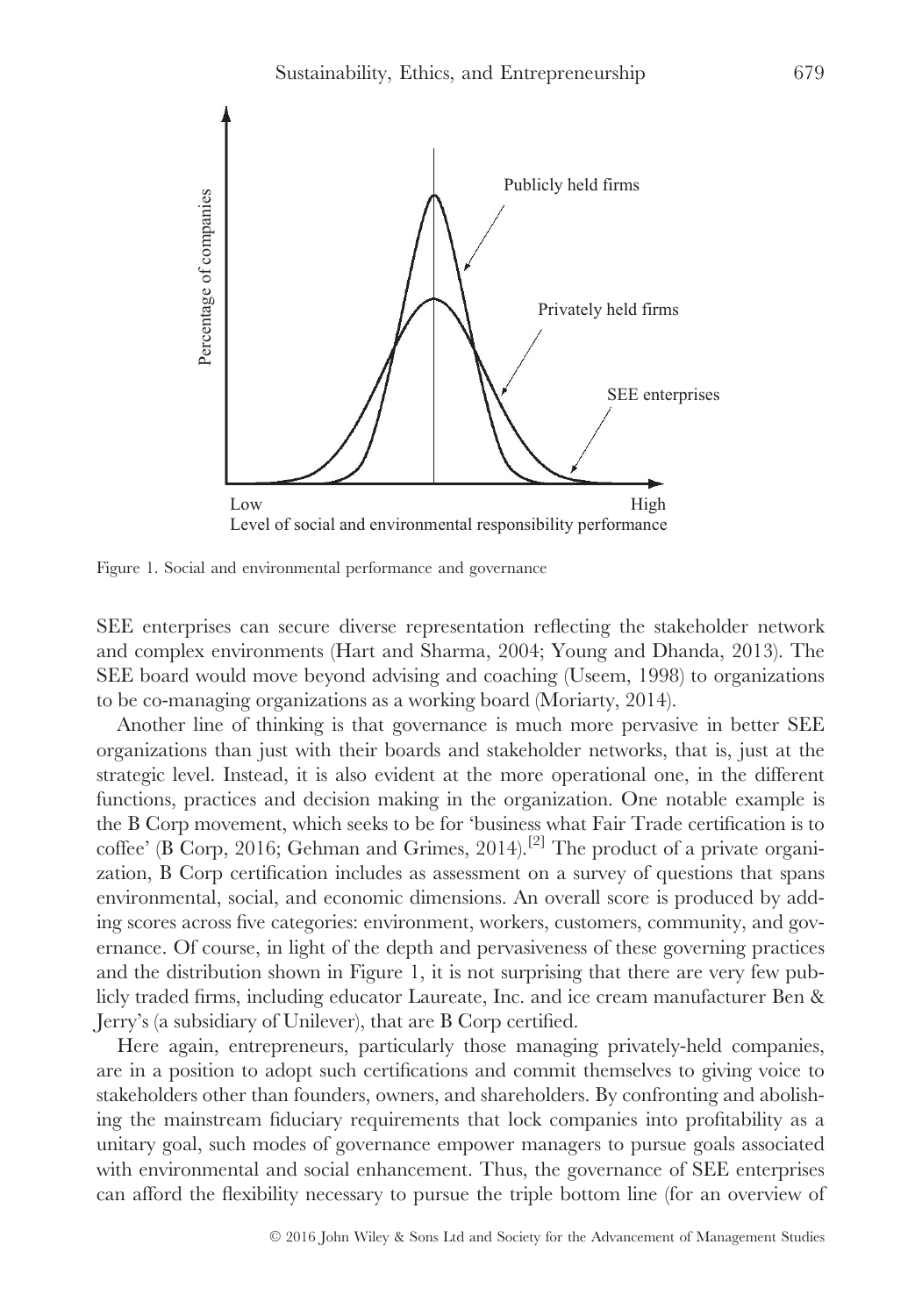Figure 1. Social and environmental performance and governance

SEE enterprises can secure diverse representation reflecting the stakeholder network and complex environments (Hart and Sharma, 2004; Young and Dhanda, 2013). The SEE board would move beyond advising and coaching (Useem, 1998) to organizations to be co-managing organizations as a working board (Moriarty, 2014).

Another line of thinking is that governance is much more pervasive in better SEE organizations than just with their boards and stakeholder networks, that is, just at the strategic level. Instead, it is also evident at the more operational one, in the different functions, practices and decision making in the organization. One notable example is the B Corp movement, which seeks to be for 'business what Fair Trade certification is to coffee' (B Corp, 2016; Gehman and Grimes, 2014).[2] The product of a private organization, B Corp certification includes as assessment on a survey of questions that spans environmental, social, and economic dimensions. An overall score is produced by adding scores across five categories: environment, workers, customers, community, and governance. Of course, in light of the depth and pervasiveness of these governing practices and the distribution shown in Figure 1, it is not surprising that there are very few publicly traded firms, including educator Laureate, Inc. and ice cream manufacturer Ben & Jerry's (a subsidiary of Unilever), that are B Corp certified.

Here again, entrepreneurs, particularly those managing privately-held companies, are in a position to adopt such certifications and commit themselves to giving voice to stakeholders other than founders, owners, and shareholders. By confronting and abolishing the mainstream fiduciary requirements that lock companies into profitability as a unitary goal, such modes of governance empower managers to pursue goals associated with environmental and social enhancement. Thus, the governance of SEE enterprises can afford the flexibility necessary to pursue the triple bottom line (for an overview of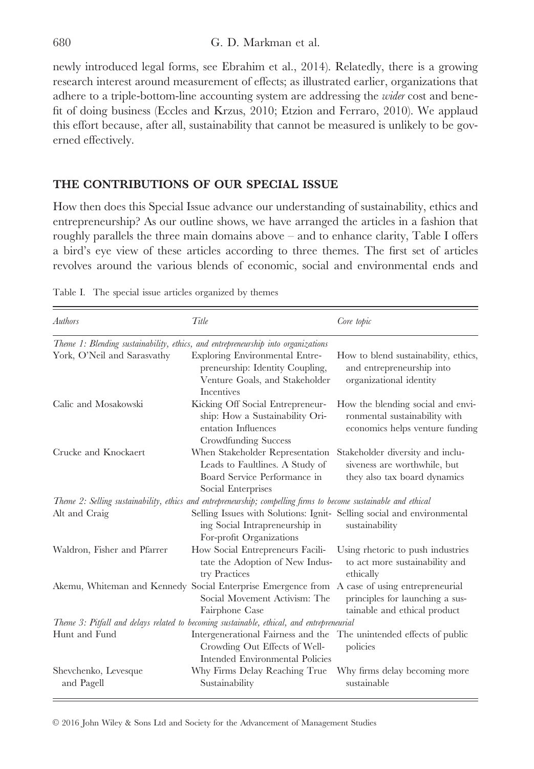newly introduced legal forms, see Ebrahim et al., 2014). Relatedly, there is a growing research interest around measurement of effects; as illustrated earlier, organizations that adhere to a triple-bottom-line accounting system are addressing the *wider* cost and benefit of doing business (Eccles and Krzus, 2010; Etzion and Ferraro, 2010). We applaud this effort because, after all, sustainability that cannot be measured is unlikely to be governed effectively.

## THE CONTRIBUTIONS OF OUR SPECIAL ISSUE

How then does this Special Issue advance our understanding of sustainability, ethics and entrepreneurship? As our outline shows, we have arranged the articles in a fashion that roughly parallels the three main domains above – and to enhance clarity, Table I offers a bird's eye view of these articles according to three themes. The first set of articles revolves around the various blends of economic, social and environmental ends and

Table I. The special issue articles organized by themes

| *Authors* | *Title* | *Core topic* |
|---|---|---|
| *Theme 1: Blending sustainability, ethics, and entrepreneurship into organizations* | | |
| York, O'Neil and Sarasvathy | Exploring Environmental Entrepreneurship: Identity Coupling, Venture Goals, and Stakeholder Incentives | How to blend sustainability, ethics, and entrepreneurship into organizational identity |
| Calic and Mosakowski | Kicking Off Social Entrepreneurship: How a Sustainability Orientation Influences Crowdfunding Success | How the blending social and environmental sustainability with economics helps venture funding |
| Crucke and Knockaert | When Stakeholder Representation Leads to Faultlines. A Study of Board Service Performance in Social Enterprises | Stakeholder diversity and inclusiveness are worthwhile, but they also tax board dynamics |
| *Theme 2: Selling sustainability, ethics and entrepreneurship; compelling firms to become sustainable and ethical* | | |
| Alt and Craig | Selling Issues with Solutions: Igniting Social Intrapreneurship in For-profit Organizations | Selling social and environmental sustainability |
| Waldron, Fisher and Pfarrer | How Social Entrepreneurs Facilitate the Adoption of New Industry Practices | Using rhetoric to push industries to act more sustainability and ethically |
| Akemu, Whiteman and Kennedy | Social Enterprise Emergence from Social Movement Activism: The Fairphone Case | A case of using entrepreneurial principles for launching a sustainable and ethical product |
| *Theme 3: Pitfall and delays related to becoming sustainable, ethical, and entrepreneurial* | | |
| Hunt and Fund | Intergenerational Fairness and the Crowding Out Effects of Well-Intended Environmental Policies | The unintended effects of public policies |
| Shevchenko, Levesque and Pagell | Why Firms Delay Reaching True Sustainability | Why firms delay becoming more sustainable |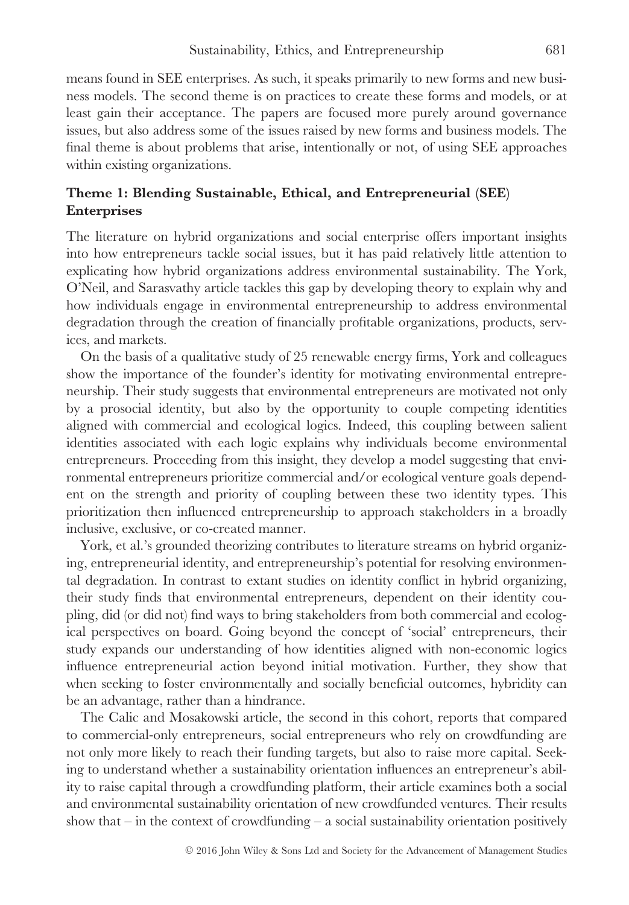means found in SEE enterprises. As such, it speaks primarily to new forms and new business models. The second theme is on practices to create these forms and models, or at least gain their acceptance. The papers are focused more purely around governance issues, but also address some of the issues raised by new forms and business models. The final theme is about problems that arise, intentionally or not, of using SEE approaches within existing organizations.

### Theme 1: Blending Sustainable, Ethical, and Entrepreneurial (SEE) Enterprises

The literature on hybrid organizations and social enterprise offers important insights into how entrepreneurs tackle social issues, but it has paid relatively little attention to explicating how hybrid organizations address environmental sustainability. The York, O'Neil, and Sarasvathy article tackles this gap by developing theory to explain why and how individuals engage in environmental entrepreneurship to address environmental degradation through the creation of financially profitable organizations, products, services, and markets.

On the basis of a qualitative study of 25 renewable energy firms, York and colleagues show the importance of the founder's identity for motivating environmental entrepreneurship. Their study suggests that environmental entrepreneurs are motivated not only by a prosocial identity, but also by the opportunity to couple competing identities aligned with commercial and ecological logics. Indeed, this coupling between salient identities associated with each logic explains why individuals become environmental entrepreneurs. Proceeding from this insight, they develop a model suggesting that environmental entrepreneurs prioritize commercial and/or ecological venture goals dependent on the strength and priority of coupling between these two identity types. This prioritization then influenced entrepreneurship to approach stakeholders in a broadly inclusive, exclusive, or co-created manner.

York, et al.'s grounded theorizing contributes to literature streams on hybrid organizing, entrepreneurial identity, and entrepreneurship's potential for resolving environmental degradation. In contrast to extant studies on identity conflict in hybrid organizing, their study finds that environmental entrepreneurs, dependent on their identity coupling, did (or did not) find ways to bring stakeholders from both commercial and ecological perspectives on board. Going beyond the concept of 'social' entrepreneurs, their study expands our understanding of how identities aligned with non-economic logics influence entrepreneurial action beyond initial motivation. Further, they show that when seeking to foster environmentally and socially beneficial outcomes, hybridity can be an advantage, rather than a hindrance.

The Calic and Mosakowski article, the second in this cohort, reports that compared to commercial-only entrepreneurs, social entrepreneurs who rely on crowdfunding are not only more likely to reach their funding targets, but also to raise more capital. Seeking to understand whether a sustainability orientation influences an entrepreneur's ability to raise capital through a crowdfunding platform, their article examines both a social and environmental sustainability orientation of new crowdfunded ventures. Their results show that – in the context of crowdfunding – a social sustainability orientation positively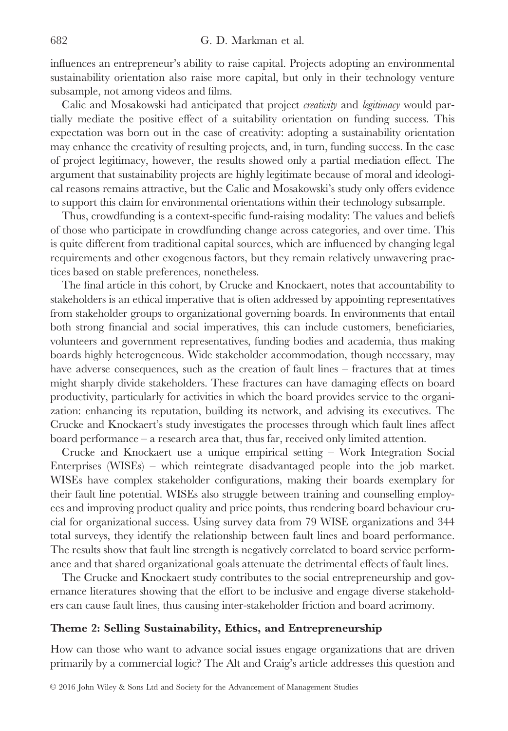influences an entrepreneur's ability to raise capital. Projects adopting an environmental sustainability orientation also raise more capital, but only in their technology venture subsample, not among videos and films.

Calic and Mosakowski had anticipated that project *creativity* and *legitimacy* would partially mediate the positive effect of a suitability orientation on funding success. This expectation was born out in the case of creativity: adopting a sustainability orientation may enhance the creativity of resulting projects, and, in turn, funding success. In the case of project legitimacy, however, the results showed only a partial mediation effect. The argument that sustainability projects are highly legitimate because of moral and ideological reasons remains attractive, but the Calic and Mosakowski's study only offers evidence to support this claim for environmental orientations within their technology subsample.

Thus, crowdfunding is a context-specific fund-raising modality: The values and beliefs of those who participate in crowdfunding change across categories, and over time. This is quite different from traditional capital sources, which are influenced by changing legal requirements and other exogenous factors, but they remain relatively unwavering practices based on stable preferences, nonetheless.

The final article in this cohort, by Crucke and Knockaert, notes that accountability to stakeholders is an ethical imperative that is often addressed by appointing representatives from stakeholder groups to organizational governing boards. In environments that entail both strong financial and social imperatives, this can include customers, beneficiaries, volunteers and government representatives, funding bodies and academia, thus making boards highly heterogeneous. Wide stakeholder accommodation, though necessary, may have adverse consequences, such as the creation of fault lines – fractures that at times might sharply divide stakeholders. These fractures can have damaging effects on board productivity, particularly for activities in which the board provides service to the organization: enhancing its reputation, building its network, and advising its executives. The Crucke and Knockaert's study investigates the processes through which fault lines affect board performance – a research area that, thus far, received only limited attention.

Crucke and Knockaert use a unique empirical setting – Work Integration Social Enterprises (WISEs) – which reintegrate disadvantaged people into the job market. WISEs have complex stakeholder configurations, making their boards exemplary for their fault line potential. WISEs also struggle between training and counselling employees and improving product quality and price points, thus rendering board behaviour crucial for organizational success. Using survey data from 79 WISE organizations and 344 total surveys, they identify the relationship between fault lines and board performance. The results show that fault line strength is negatively correlated to board service performance and that shared organizational goals attenuate the detrimental effects of fault lines.

The Crucke and Knockaert study contributes to the social entrepreneurship and governance literatures showing that the effort to be inclusive and engage diverse stakeholders can cause fault lines, thus causing inter-stakeholder friction and board acrimony.

### Theme 2: Selling Sustainability, Ethics, and Entrepreneurship

How can those who want to advance social issues engage organizations that are driven primarily by a commercial logic? The Alt and Craig's article addresses this question and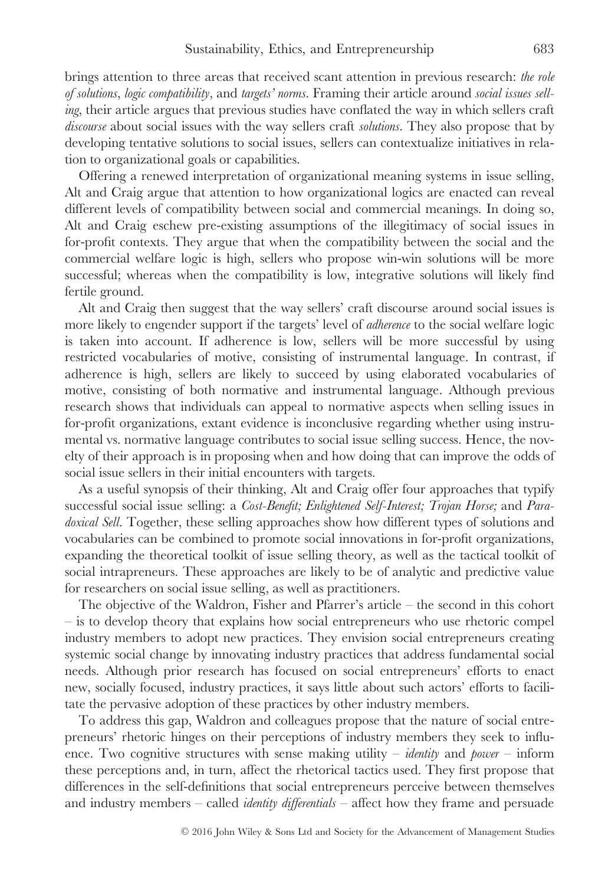brings attention to three areas that received scant attention in previous research: *the role of solutions*, *logic compatibility*, and *targets' norms*. Framing their article around *social issues selling*, their article argues that previous studies have conflated the way in which sellers craft *discourse* about social issues with the way sellers craft *solutions*. They also propose that by developing tentative solutions to social issues, sellers can contextualize initiatives in relation to organizational goals or capabilities.

Offering a renewed interpretation of organizational meaning systems in issue selling, Alt and Craig argue that attention to how organizational logics are enacted can reveal different levels of compatibility between social and commercial meanings. In doing so, Alt and Craig eschew pre-existing assumptions of the illegitimacy of social issues in for-profit contexts. They argue that when the compatibility between the social and the commercial welfare logic is high, sellers who propose win-win solutions will be more successful; whereas when the compatibility is low, integrative solutions will likely find fertile ground.

Alt and Craig then suggest that the way sellers' craft discourse around social issues is more likely to engender support if the targets' level of *adherence* to the social welfare logic is taken into account. If adherence is low, sellers will be more successful by using restricted vocabularies of motive, consisting of instrumental language. In contrast, if adherence is high, sellers are likely to succeed by using elaborated vocabularies of motive, consisting of both normative and instrumental language. Although previous research shows that individuals can appeal to normative aspects when selling issues in for-profit organizations, extant evidence is inconclusive regarding whether using instrumental vs. normative language contributes to social issue selling success. Hence, the novelty of their approach is in proposing when and how doing that can improve the odds of social issue sellers in their initial encounters with targets.

As a useful synopsis of their thinking, Alt and Craig offer four approaches that typify successful social issue selling: a *Cost-Benefit; Enlightened Self-Interest; Trojan Horse;* and *Paradoxical Sell*. Together, these selling approaches show how different types of solutions and vocabularies can be combined to promote social innovations in for-profit organizations, expanding the theoretical toolkit of issue selling theory, as well as the tactical toolkit of social intrapreneurs. These approaches are likely to be of analytic and predictive value for researchers on social issue selling, as well as practitioners.

The objective of the Waldron, Fisher and Pfarrer's article – the second in this cohort – is to develop theory that explains how social entrepreneurs who use rhetoric compel industry members to adopt new practices. They envision social entrepreneurs creating systemic social change by innovating industry practices that address fundamental social needs. Although prior research has focused on social entrepreneurs' efforts to enact new, socially focused, industry practices, it says little about such actors' efforts to facilitate the pervasive adoption of these practices by other industry members.

To address this gap, Waldron and colleagues propose that the nature of social entrepreneurs' rhetoric hinges on their perceptions of industry members they seek to influence. Two cognitive structures with sense making utility – *identity* and *power* – inform these perceptions and, in turn, affect the rhetorical tactics used. They first propose that differences in the self-definitions that social entrepreneurs perceive between themselves and industry members – called *identity differentials* – affect how they frame and persuade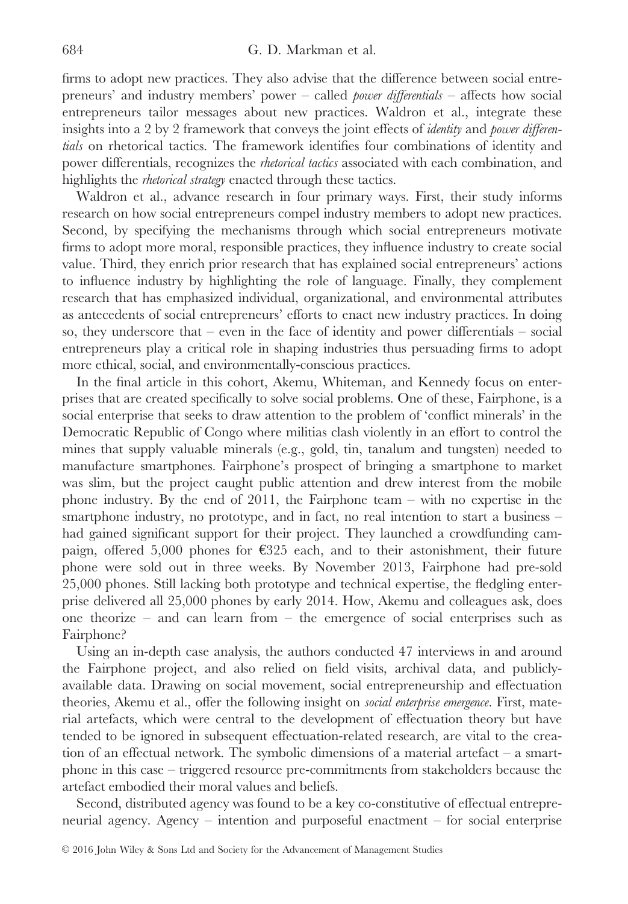firms to adopt new practices. They also advise that the difference between social entrepreneurs' and industry members' power – called *power differentials* – affects how social entrepreneurs tailor messages about new practices. Waldron et al., integrate these insights into a 2 by 2 framework that conveys the joint effects of *identity* and *power differentials* on rhetorical tactics. The framework identifies four combinations of identity and power differentials, recognizes the *rhetorical tactics* associated with each combination, and highlights the *rhetorical strategy* enacted through these tactics.

Waldron et al., advance research in four primary ways. First, their study informs research on how social entrepreneurs compel industry members to adopt new practices. Second, by specifying the mechanisms through which social entrepreneurs motivate firms to adopt more moral, responsible practices, they influence industry to create social value. Third, they enrich prior research that has explained social entrepreneurs' actions to influence industry by highlighting the role of language. Finally, they complement research that has emphasized individual, organizational, and environmental attributes as antecedents of social entrepreneurs' efforts to enact new industry practices. In doing so, they underscore that – even in the face of identity and power differentials – social entrepreneurs play a critical role in shaping industries thus persuading firms to adopt more ethical, social, and environmentally-conscious practices.

In the final article in this cohort, Akemu, Whiteman, and Kennedy focus on enterprises that are created specifically to solve social problems. One of these, Fairphone, is a social enterprise that seeks to draw attention to the problem of 'conflict minerals' in the Democratic Republic of Congo where militias clash violently in an effort to control the mines that supply valuable minerals (e.g., gold, tin, tanalum and tungsten) needed to manufacture smartphones. Fairphone's prospect of bringing a smartphone to market was slim, but the project caught public attention and drew interest from the mobile phone industry. By the end of 2011, the Fairphone team – with no expertise in the smartphone industry, no prototype, and in fact, no real intention to start a business – had gained significant support for their project. They launched a crowdfunding campaign, offered 5,000 phones for €325 each, and to their astonishment, their future phone were sold out in three weeks. By November 2013, Fairphone had pre-sold 25,000 phones. Still lacking both prototype and technical expertise, the fledgling enterprise delivered all 25,000 phones by early 2014. How, Akemu and colleagues ask, does one theorize – and can learn from – the emergence of social enterprises such as Fairphone?

Using an in-depth case analysis, the authors conducted 47 interviews in and around the Fairphone project, and also relied on field visits, archival data, and publicly-available data. Drawing on social movement, social entrepreneurship and effectuation theories, Akemu et al., offer the following insight on *social enterprise emergence*. First, material artefacts, which were central to the development of effectuation theory but have tended to be ignored in subsequent effectuation-related research, are vital to the creation of an effectual network. The symbolic dimensions of a material artefact – a smartphone in this case – triggered resource pre-commitments from stakeholders because the artefact embodied their moral values and beliefs.

Second, distributed agency was found to be a key co-constitutive of effectual entrepreneurial agency. Agency – intention and purposeful enactment – for social enterprise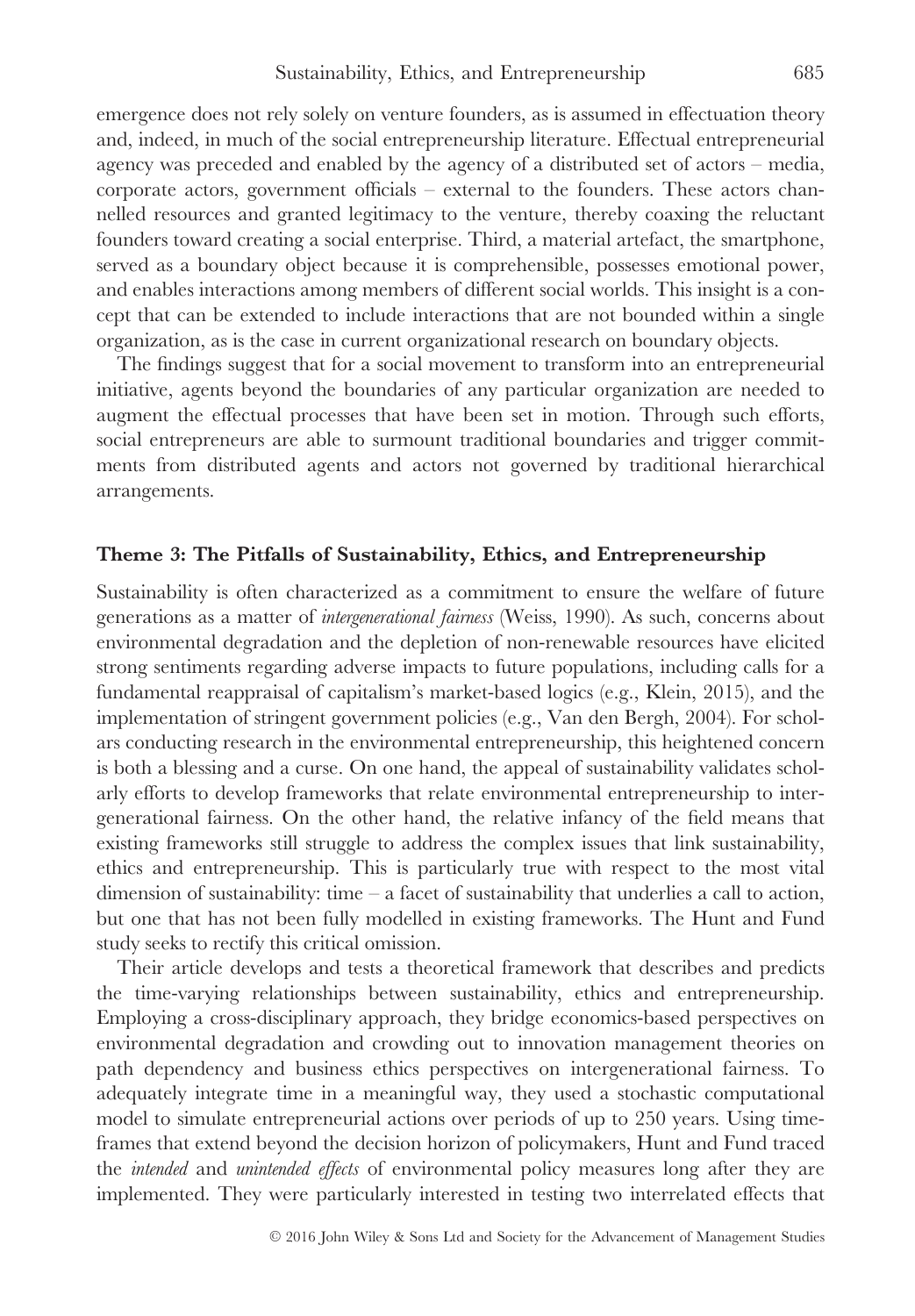emergence does not rely solely on venture founders, as is assumed in effectuation theory and, indeed, in much of the social entrepreneurship literature. Effectual entrepreneurial agency was preceded and enabled by the agency of a distributed set of actors – media, corporate actors, government officials – external to the founders. These actors channelled resources and granted legitimacy to the venture, thereby coaxing the reluctant founders toward creating a social enterprise. Third, a material artefact, the smartphone, served as a boundary object because it is comprehensible, possesses emotional power, and enables interactions among members of different social worlds. This insight is a concept that can be extended to include interactions that are not bounded within a single organization, as is the case in current organizational research on boundary objects.

The findings suggest that for a social movement to transform into an entrepreneurial initiative, agents beyond the boundaries of any particular organization are needed to augment the effectual processes that have been set in motion. Through such efforts, social entrepreneurs are able to surmount traditional boundaries and trigger commitments from distributed agents and actors not governed by traditional hierarchical arrangements.

### Theme 3: The Pitfalls of Sustainability, Ethics, and Entrepreneurship

Sustainability is often characterized as a commitment to ensure the welfare of future generations as a matter of *intergenerational fairness* (Weiss, 1990). As such, concerns about environmental degradation and the depletion of non-renewable resources have elicited strong sentiments regarding adverse impacts to future populations, including calls for a fundamental reappraisal of capitalism's market-based logics (e.g., Klein, 2015), and the implementation of stringent government policies (e.g., Van den Bergh, 2004). For scholars conducting research in the environmental entrepreneurship, this heightened concern is both a blessing and a curse. On one hand, the appeal of sustainability validates scholarly efforts to develop frameworks that relate environmental entrepreneurship to intergenerational fairness. On the other hand, the relative infancy of the field means that existing frameworks still struggle to address the complex issues that link sustainability, ethics and entrepreneurship. This is particularly true with respect to the most vital dimension of sustainability: time – a facet of sustainability that underlies a call to action, but one that has not been fully modelled in existing frameworks. The Hunt and Fund study seeks to rectify this critical omission.

Their article develops and tests a theoretical framework that describes and predicts the time-varying relationships between sustainability, ethics and entrepreneurship. Employing a cross-disciplinary approach, they bridge economics-based perspectives on environmental degradation and crowding out to innovation management theories on path dependency and business ethics perspectives on intergenerational fairness. To adequately integrate time in a meaningful way, they used a stochastic computational model to simulate entrepreneurial actions over periods of up to 250 years. Using timeframes that extend beyond the decision horizon of policymakers, Hunt and Fund traced the *intended* and *unintended effects* of environmental policy measures long after they are implemented. They were particularly interested in testing two interrelated effects that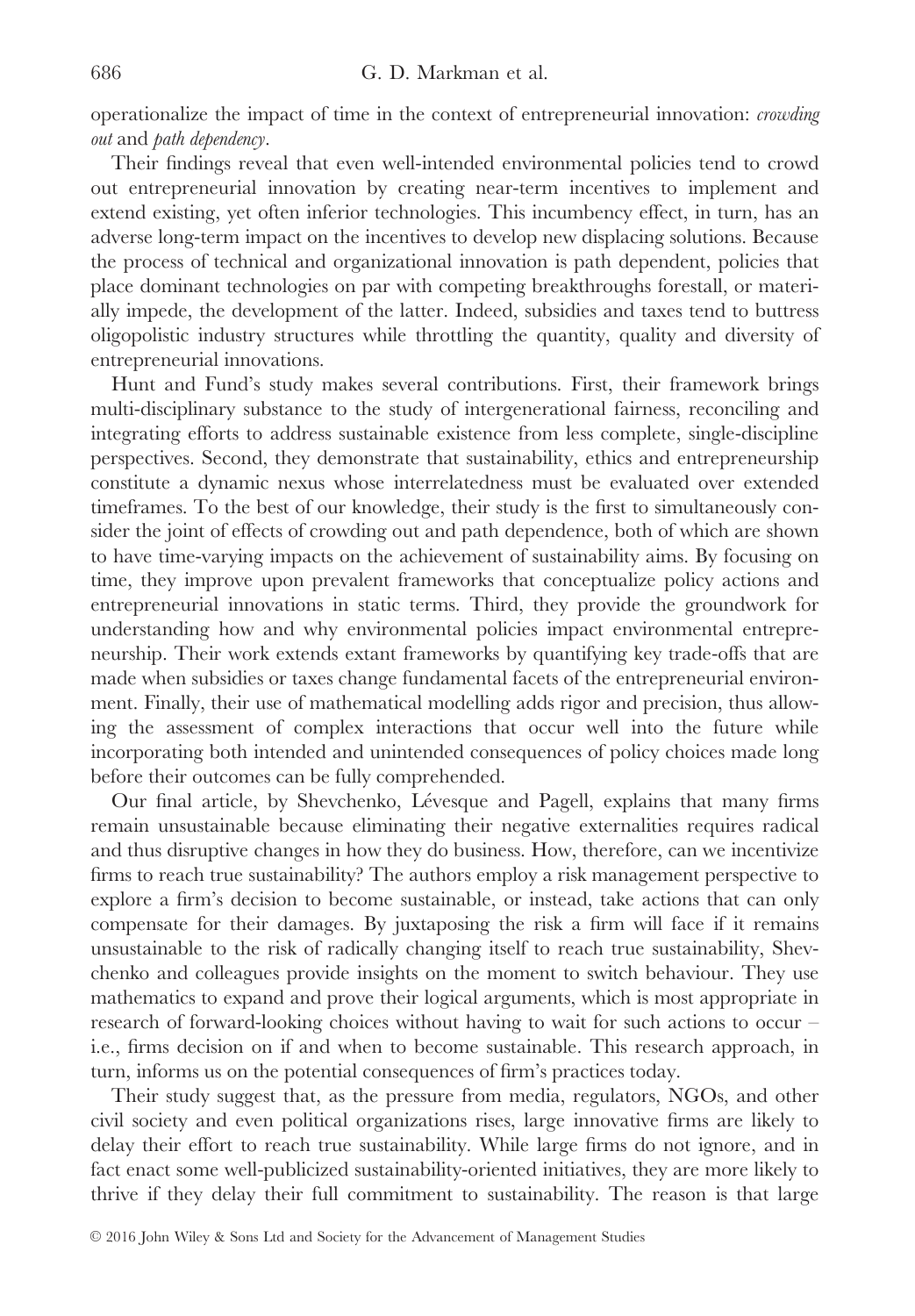operationalize the impact of time in the context of entrepreneurial innovation: *crowding out* and *path dependency*.

Their findings reveal that even well-intended environmental policies tend to crowd out entrepreneurial innovation by creating near-term incentives to implement and extend existing, yet often inferior technologies. This incumbency effect, in turn, has an adverse long-term impact on the incentives to develop new displacing solutions. Because the process of technical and organizational innovation is path dependent, policies that place dominant technologies on par with competing breakthroughs forestall, or materially impede, the development of the latter. Indeed, subsidies and taxes tend to buttress oligopolistic industry structures while throttling the quantity, quality and diversity of entrepreneurial innovations.

Hunt and Fund's study makes several contributions. First, their framework brings multi-disciplinary substance to the study of intergenerational fairness, reconciling and integrating efforts to address sustainable existence from less complete, single-discipline perspectives. Second, they demonstrate that sustainability, ethics and entrepreneurship constitute a dynamic nexus whose interrelatedness must be evaluated over extended timeframes. To the best of our knowledge, their study is the first to simultaneously consider the joint of effects of crowding out and path dependence, both of which are shown to have time-varying impacts on the achievement of sustainability aims. By focusing on time, they improve upon prevalent frameworks that conceptualize policy actions and entrepreneurial innovations in static terms. Third, they provide the groundwork for understanding how and why environmental policies impact environmental entrepreneurship. Their work extends extant frameworks by quantifying key trade-offs that are made when subsidies or taxes change fundamental facets of the entrepreneurial environment. Finally, their use of mathematical modelling adds rigor and precision, thus allowing the assessment of complex interactions that occur well into the future while incorporating both intended and unintended consequences of policy choices made long before their outcomes can be fully comprehended.

Our final article, by Shevchenko, Lévesque and Pagell, explains that many firms remain unsustainable because eliminating their negative externalities requires radical and thus disruptive changes in how they do business. How, therefore, can we incentivize firms to reach true sustainability? The authors employ a risk management perspective to explore a firm's decision to become sustainable, or instead, take actions that can only compensate for their damages. By juxtaposing the risk a firm will face if it remains unsustainable to the risk of radically changing itself to reach true sustainability, Shevchenko and colleagues provide insights on the moment to switch behaviour. They use mathematics to expand and prove their logical arguments, which is most appropriate in research of forward-looking choices without having to wait for such actions to occur – i.e., firms decision on if and when to become sustainable. This research approach, in turn, informs us on the potential consequences of firm's practices today.

Their study suggest that, as the pressure from media, regulators, NGOs, and other civil society and even political organizations rises, large innovative firms are likely to delay their effort to reach true sustainability. While large firms do not ignore, and in fact enact some well-publicized sustainability-oriented initiatives, they are more likely to thrive if they delay their full commitment to sustainability. The reason is that large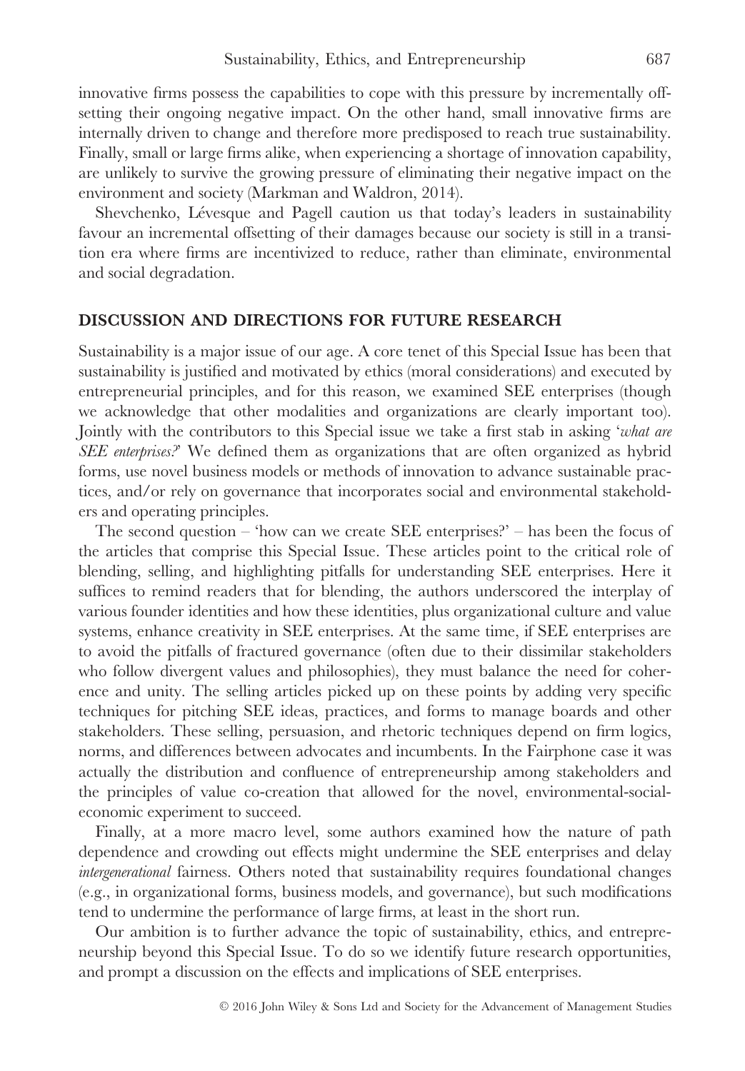innovative firms possess the capabilities to cope with this pressure by incrementally offsetting their ongoing negative impact. On the other hand, small innovative firms are internally driven to change and therefore more predisposed to reach true sustainability. Finally, small or large firms alike, when experiencing a shortage of innovation capability, are unlikely to survive the growing pressure of eliminating their negative impact on the environment and society (Markman and Waldron, 2014).

Shevchenko, Lévesque and Pagell caution us that today's leaders in sustainability favour an incremental offsetting of their damages because our society is still in a transition era where firms are incentivized to reduce, rather than eliminate, environmental and social degradation.

## DISCUSSION AND DIRECTIONS FOR FUTURE RESEARCH

Sustainability is a major issue of our age. A core tenet of this Special Issue has been that sustainability is justified and motivated by ethics (moral considerations) and executed by entrepreneurial principles, and for this reason, we examined SEE enterprises (though we acknowledge that other modalities and organizations are clearly important too). Jointly with the contributors to this Special issue we take a first stab in asking '*what are SEE enterprises?*' We defined them as organizations that are often organized as hybrid forms, use novel business models or methods of innovation to advance sustainable practices, and/or rely on governance that incorporates social and environmental stakeholders and operating principles.

The second question – 'how can we create SEE enterprises?' – has been the focus of the articles that comprise this Special Issue. These articles point to the critical role of blending, selling, and highlighting pitfalls for understanding SEE enterprises. Here it suffices to remind readers that for blending, the authors underscored the interplay of various founder identities and how these identities, plus organizational culture and value systems, enhance creativity in SEE enterprises. At the same time, if SEE enterprises are to avoid the pitfalls of fractured governance (often due to their dissimilar stakeholders who follow divergent values and philosophies), they must balance the need for coherence and unity. The selling articles picked up on these points by adding very specific techniques for pitching SEE ideas, practices, and forms to manage boards and other stakeholders. These selling, persuasion, and rhetoric techniques depend on firm logics, norms, and differences between advocates and incumbents. In the Fairphone case it was actually the distribution and confluence of entrepreneurship among stakeholders and the principles of value co-creation that allowed for the novel, environmental-social-economic experiment to succeed.

Finally, at a more macro level, some authors examined how the nature of path dependence and crowding out effects might undermine the SEE enterprises and delay *intergenerational* fairness. Others noted that sustainability requires foundational changes (e.g., in organizational forms, business models, and governance), but such modifications tend to undermine the performance of large firms, at least in the short run.

Our ambition is to further advance the topic of sustainability, ethics, and entrepreneurship beyond this Special Issue. To do so we identify future research opportunities, and prompt a discussion on the effects and implications of SEE enterprises.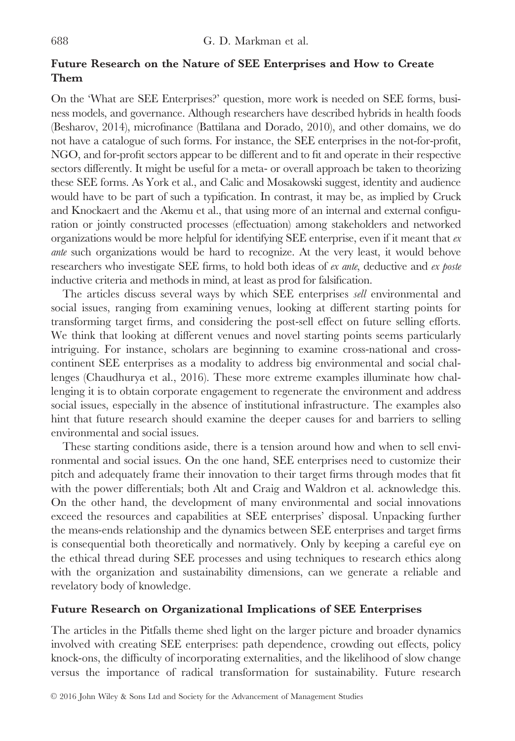### Future Research on the Nature of SEE Enterprises and How to Create Them

On the 'What are SEE Enterprises?' question, more work is needed on SEE forms, business models, and governance. Although researchers have described hybrids in health foods (Besharov, 2014), microfinance (Battilana and Dorado, 2010), and other domains, we do not have a catalogue of such forms. For instance, the SEE enterprises in the not-for-profit, NGO, and for-profit sectors appear to be different and to fit and operate in their respective sectors differently. It might be useful for a meta- or overall approach be taken to theorizing these SEE forms. As York et al., and Calic and Mosakowski suggest, identity and audience would have to be part of such a typification. In contrast, it may be, as implied by Cruck and Knockaert and the Akemu et al., that using more of an internal and external configuration or jointly constructed processes (effectuation) among stakeholders and networked organizations would be more helpful for identifying SEE enterprise, even if it meant that *ex ante* such organizations would be hard to recognize. At the very least, it would behove researchers who investigate SEE firms, to hold both ideas of *ex ante*, deductive and *ex poste* inductive criteria and methods in mind, at least as prod for falsification.

The articles discuss several ways by which SEE enterprises *sell* environmental and social issues, ranging from examining venues, looking at different starting points for transforming target firms, and considering the post-sell effect on future selling efforts. We think that looking at different venues and novel starting points seems particularly intriguing. For instance, scholars are beginning to examine cross-national and cross-continent SEE enterprises as a modality to address big environmental and social challenges (Chaudhurya et al., 2016). These more extreme examples illuminate how challenging it is to obtain corporate engagement to regenerate the environment and address social issues, especially in the absence of institutional infrastructure. The examples also hint that future research should examine the deeper causes for and barriers to selling environmental and social issues.

These starting conditions aside, there is a tension around how and when to sell environmental and social issues. On the one hand, SEE enterprises need to customize their pitch and adequately frame their innovation to their target firms through modes that fit with the power differentials; both Alt and Craig and Waldron et al. acknowledge this. On the other hand, the development of many environmental and social innovations exceed the resources and capabilities at SEE enterprises' disposal. Unpacking further the means-ends relationship and the dynamics between SEE enterprises and target firms is consequential both theoretically and normatively. Only by keeping a careful eye on the ethical thread during SEE processes and using techniques to research ethics along with the organization and sustainability dimensions, can we generate a reliable and revelatory body of knowledge.

### Future Research on Organizational Implications of SEE Enterprises

The articles in the Pitfalls theme shed light on the larger picture and broader dynamics involved with creating SEE enterprises: path dependence, crowding out effects, policy knock-ons, the difficulty of incorporating externalities, and the likelihood of slow change versus the importance of radical transformation for sustainability. Future research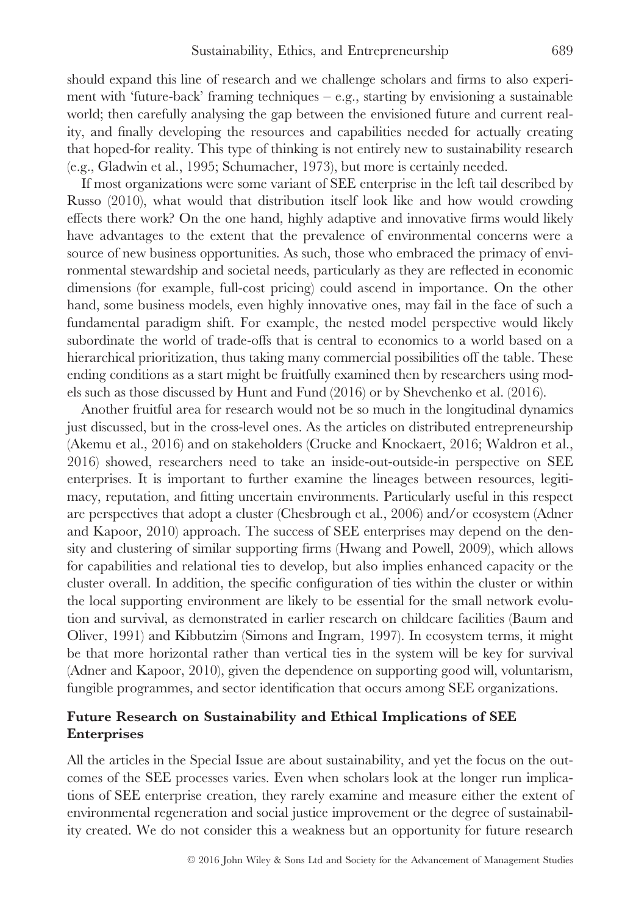should expand this line of research and we challenge scholars and firms to also experiment with 'future-back' framing techniques – e.g., starting by envisioning a sustainable world; then carefully analysing the gap between the envisioned future and current reality, and finally developing the resources and capabilities needed for actually creating that hoped-for reality. This type of thinking is not entirely new to sustainability research (e.g., Gladwin et al., 1995; Schumacher, 1973), but more is certainly needed.

If most organizations were some variant of SEE enterprise in the left tail described by Russo (2010), what would that distribution itself look like and how would crowding effects there work? On the one hand, highly adaptive and innovative firms would likely have advantages to the extent that the prevalence of environmental concerns were a source of new business opportunities. As such, those who embraced the primacy of environmental stewardship and societal needs, particularly as they are reflected in economic dimensions (for example, full-cost pricing) could ascend in importance. On the other hand, some business models, even highly innovative ones, may fail in the face of such a fundamental paradigm shift. For example, the nested model perspective would likely subordinate the world of trade-offs that is central to economics to a world based on a hierarchical prioritization, thus taking many commercial possibilities off the table. These ending conditions as a start might be fruitfully examined then by researchers using models such as those discussed by Hunt and Fund (2016) or by Shevchenko et al. (2016).

Another fruitful area for research would not be so much in the longitudinal dynamics just discussed, but in the cross-level ones. As the articles on distributed entrepreneurship (Akemu et al., 2016) and on stakeholders (Crucke and Knockaert, 2016; Waldron et al., 2016) showed, researchers need to take an inside-out-outside-in perspective on SEE enterprises. It is important to further examine the lineages between resources, legitimacy, reputation, and fitting uncertain environments. Particularly useful in this respect are perspectives that adopt a cluster (Chesbrough et al., 2006) and/or ecosystem (Adner and Kapoor, 2010) approach. The success of SEE enterprises may depend on the density and clustering of similar supporting firms (Hwang and Powell, 2009), which allows for capabilities and relational ties to develop, but also implies enhanced capacity or the cluster overall. In addition, the specific configuration of ties within the cluster or within the local supporting environment are likely to be essential for the small network evolution and survival, as demonstrated in earlier research on childcare facilities (Baum and Oliver, 1991) and Kibbutzim (Simons and Ingram, 1997). In ecosystem terms, it might be that more horizontal rather than vertical ties in the system will be key for survival (Adner and Kapoor, 2010), given the dependence on supporting good will, voluntarism, fungible programmes, and sector identification that occurs among SEE organizations.

### Future Research on Sustainability and Ethical Implications of SEE Enterprises

All the articles in the Special Issue are about sustainability, and yet the focus on the outcomes of the SEE processes varies. Even when scholars look at the longer run implications of SEE enterprise creation, they rarely examine and measure either the extent of environmental regeneration and social justice improvement or the degree of sustainability created. We do not consider this a weakness but an opportunity for future research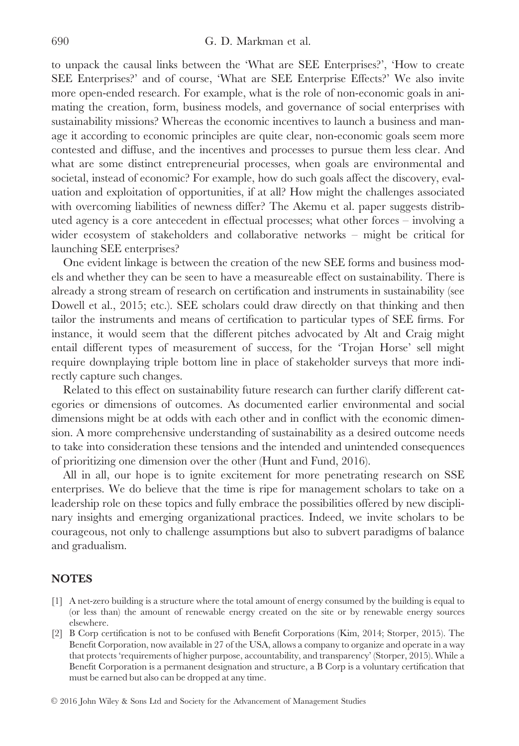to unpack the causal links between the 'What are SEE Enterprises?', 'How to create SEE Enterprises?' and of course, 'What are SEE Enterprise Effects?' We also invite more open-ended research. For example, what is the role of non-economic goals in animating the creation, form, business models, and governance of social enterprises with sustainability missions? Whereas the economic incentives to launch a business and manage it according to economic principles are quite clear, non-economic goals seem more contested and diffuse, and the incentives and processes to pursue them less clear. And what are some distinct entrepreneurial processes, when goals are environmental and societal, instead of economic? For example, how do such goals affect the discovery, evaluation and exploitation of opportunities, if at all? How might the challenges associated with overcoming liabilities of newness differ? The Akemu et al. paper suggests distributed agency is a core antecedent in effectual processes; what other forces – involving a wider ecosystem of stakeholders and collaborative networks – might be critical for launching SEE enterprises?

One evident linkage is between the creation of the new SEE forms and business models and whether they can be seen to have a measureable effect on sustainability. There is already a strong stream of research on certification and instruments in sustainability (see Dowell et al., 2015; etc.). SEE scholars could draw directly on that thinking and then tailor the instruments and means of certification to particular types of SEE firms. For instance, it would seem that the different pitches advocated by Alt and Craig might entail different types of measurement of success, for the 'Trojan Horse' sell might require downplaying triple bottom line in place of stakeholder surveys that more indirectly capture such changes.

Related to this effect on sustainability future research can further clarify different categories or dimensions of outcomes. As documented earlier environmental and social dimensions might be at odds with each other and in conflict with the economic dimension. A more comprehensive understanding of sustainability as a desired outcome needs to take into consideration these tensions and the intended and unintended consequences of prioritizing one dimension over the other (Hunt and Fund, 2016).

All in all, our hope is to ignite excitement for more penetrating research on SSE enterprises. We do believe that the time is ripe for management scholars to take on a leadership role on these topics and fully embrace the possibilities offered by new disciplinary insights and emerging organizational practices. Indeed, we invite scholars to be courageous, not only to challenge assumptions but also to subvert paradigms of balance and gradualism.

## NOTES

[1] A net-zero building is a structure where the total amount of energy consumed by the building is equal to (or less than) the amount of renewable energy created on the site or by renewable energy sources elsewhere.

[2] B Corp certification is not to be confused with Benefit Corporations (Kim, 2014; Storper, 2015). The Benefit Corporation, now available in 27 of the USA, allows a company to organize and operate in a way that protects 'requirements of higher purpose, accountability, and transparency' (Storper, 2015). While a Benefit Corporation is a permanent designation and structure, a B Corp is a voluntary certification that must be earned but also can be dropped at any time.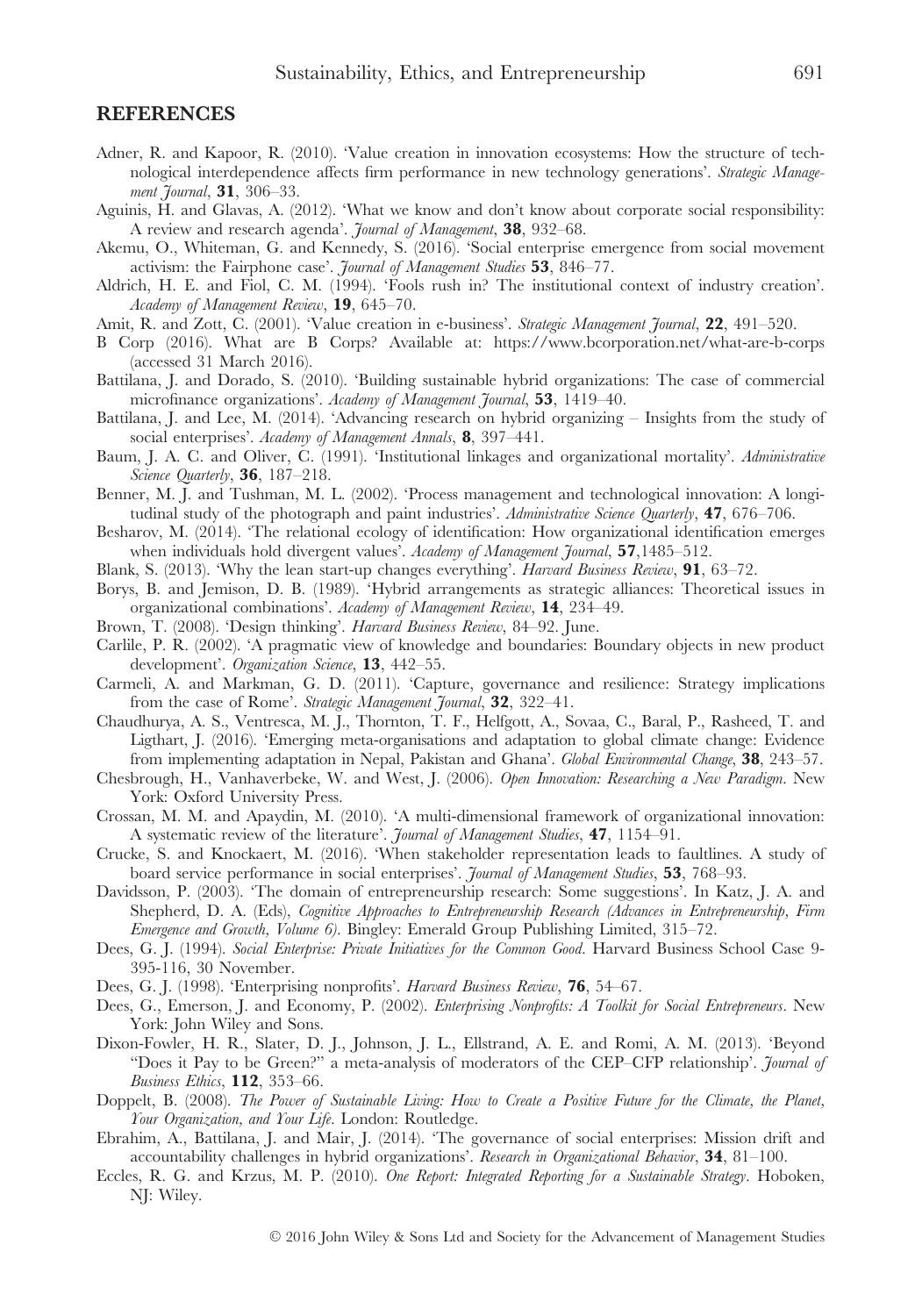## REFERENCES

Adner, R. and Kapoor, R. (2010). 'Value creation in innovation ecosystems: How the structure of technological interdependence affects firm performance in new technology generations'. *Strategic Management Journal*, **31**, 306–33.

Aguinis, H. and Glavas, A. (2012). 'What we know and don't know about corporate social responsibility: A review and research agenda'. *Journal of Management*, **38**, 932–68.

Akemu, O., Whiteman, G. and Kennedy, S. (2016). 'Social enterprise emergence from social movement activism: the Fairphone case'. *Journal of Management Studies* **53**, 846–77.

Aldrich, H. E. and Fiol, C. M. (1994). 'Fools rush in? The institutional context of industry creation'. *Academy of Management Review*, **19**, 645–70.

Amit, R. and Zott, C. (2001). 'Value creation in e-business'. *Strategic Management Journal*, **22**, 491–520.

B Corp (2016). What are B Corps? Available at: https://www.bcorporation.net/what-are-b-corps (accessed 31 March 2016).

Battilana, J. and Dorado, S. (2010). 'Building sustainable hybrid organizations: The case of commercial microfinance organizations'. *Academy of Management Journal*, **53**, 1419–40.

Battilana, J. and Lee, M. (2014). 'Advancing research on hybrid organizing – Insights from the study of social enterprises'. *Academy of Management Annals*, **8**, 397–441.

Baum, J. A. C. and Oliver, C. (1991). 'Institutional linkages and organizational mortality'. *Administrative Science Quarterly*, **36**, 187–218.

Benner, M. J. and Tushman, M. L. (2002). 'Process management and technological innovation: A longitudinal study of the photograph and paint industries'. *Administrative Science Quarterly*, **47**, 676–706.

Besharov, M. (2014). 'The relational ecology of identification: How organizational identification emerges when individuals hold divergent values'. *Academy of Management Journal*, **57**,1485–512.

Blank, S. (2013). 'Why the lean start-up changes everything'. *Harvard Business Review*, **91**, 63–72.

Borys, B. and Jemison, D. B. (1989). 'Hybrid arrangements as strategic alliances: Theoretical issues in organizational combinations'. *Academy of Management Review*, **14**, 234–49.

Brown, T. (2008). 'Design thinking'. *Harvard Business Review*, 84–92. June.

Carlile, P. R. (2002). 'A pragmatic view of knowledge and boundaries: Boundary objects in new product development'. *Organization Science*, **13**, 442–55.

Carmeli, A. and Markman, G. D. (2011). 'Capture, governance and resilience: Strategy implications from the case of Rome'. *Strategic Management Journal*, **32**, 322–41.

Chaudhurya, A. S., Ventresca, M. J., Thornton, T. F., Helfgott, A., Sovaa, C., Baral, P., Rasheed, T. and Ligthart, J. (2016). 'Emerging meta-organisations and adaptation to global climate change: Evidence from implementing adaptation in Nepal, Pakistan and Ghana'. *Global Environmental Change*, **38**, 243–57.

Chesbrough, H., Vanhaverbeke, W. and West, J. (2006). *Open Innovation: Researching a New Paradigm*. New York: Oxford University Press.

Crossan, M. M. and Apaydin, M. (2010). 'A multi-dimensional framework of organizational innovation: A systematic review of the literature'. *Journal of Management Studies*, **47**, 1154–91.

Crucke, S. and Knockaert, M. (2016). 'When stakeholder representation leads to faultlines. A study of board service performance in social enterprises'. *Journal of Management Studies*, **53**, 768–93.

Davidsson, P. (2003). 'The domain of entrepreneurship research: Some suggestions'. In Katz, J. A. and Shepherd, D. A. (Eds), *Cognitive Approaches to Entrepreneurship Research (Advances in Entrepreneurship, Firm Emergence and Growth, Volume 6)*. Bingley: Emerald Group Publishing Limited, 315–72.

Dees, G. J. (1994). *Social Enterprise: Private Initiatives for the Common Good*. Harvard Business School Case 9-395-116, 30 November.

Dees, G. J. (1998). 'Enterprising nonprofits'. *Harvard Business Review*, **76**, 54–67.

Dees, G., Emerson, J. and Economy, P. (2002). *Enterprising Nonprofits: A Toolkit for Social Entrepreneurs*. New York: John Wiley and Sons.

Dixon-Fowler, H. R., Slater, D. J., Johnson, J. L., Ellstrand, A. E. and Romi, A. M. (2013). 'Beyond "Does it Pay to be Green?" a meta-analysis of moderators of the CEP–CFP relationship'. *Journal of Business Ethics*, **112**, 353–66.

Doppelt, B. (2008). *The Power of Sustainable Living: How to Create a Positive Future for the Climate, the Planet, Your Organization, and Your Life*. London: Routledge.

Ebrahim, A., Battilana, J. and Mair, J. (2014). 'The governance of social enterprises: Mission drift and accountability challenges in hybrid organizations'. *Research in Organizational Behavior*, **34**, 81–100.

Eccles, R. G. and Krzus, M. P. (2010). *One Report: Integrated Reporting for a Sustainable Strategy*. Hoboken, NJ: Wiley.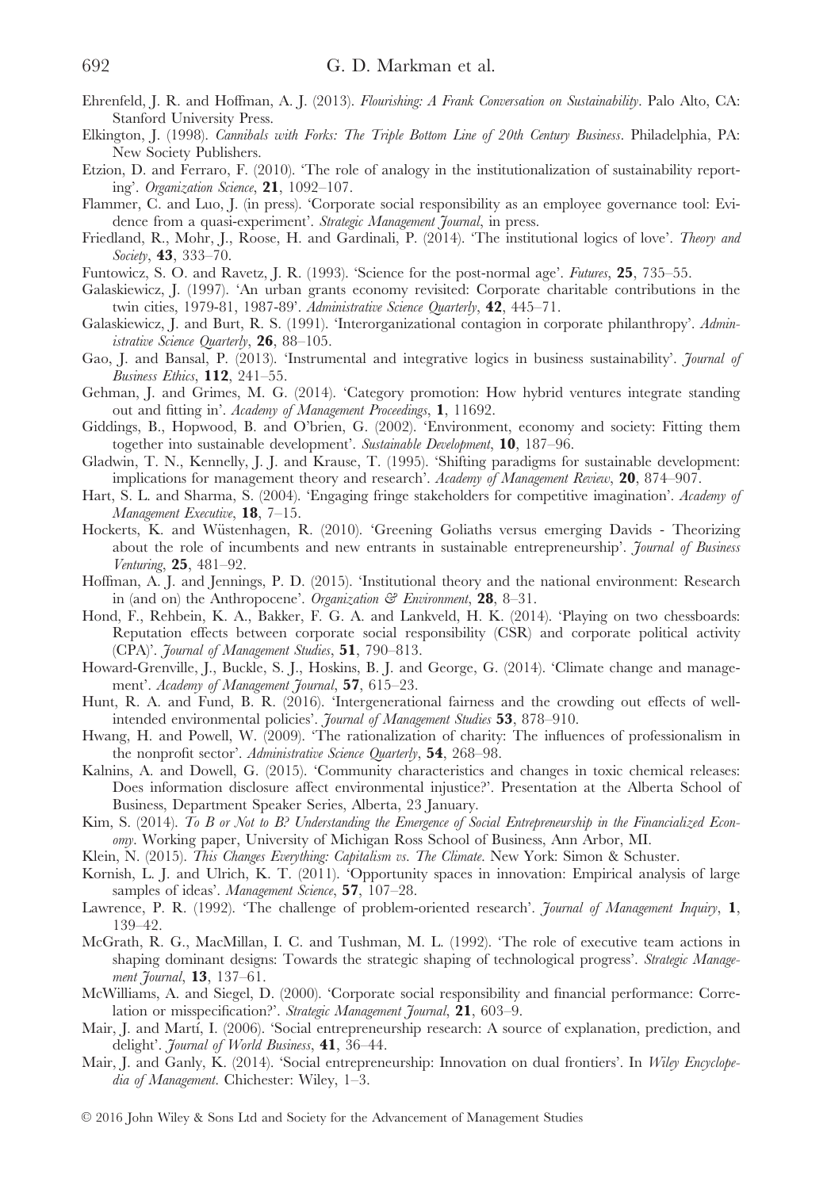Ehrenfeld, J. R. and Hoffman, A. J. (2013). *Flourishing: A Frank Conversation on Sustainability*. Palo Alto, CA: Stanford University Press.

Elkington, J. (1998). *Cannibals with Forks: The Triple Bottom Line of 20th Century Business*. Philadelphia, PA: New Society Publishers.

Etzion, D. and Ferraro, F. (2010). 'The role of analogy in the institutionalization of sustainability reporting'. *Organization Science*, **21**, 1092–107.

Flammer, C. and Luo, J. (in press). 'Corporate social responsibility as an employee governance tool: Evidence from a quasi-experiment'. *Strategic Management Journal*, in press.

Friedland, R., Mohr, J., Roose, H. and Gardinali, P. (2014). 'The institutional logics of love'. *Theory and Society*, **43**, 333–70.

Funtowicz, S. O. and Ravetz, J. R. (1993). 'Science for the post-normal age'. *Futures*, **25**, 735–55.

Galaskiewicz, J. (1997). 'An urban grants economy revisited: Corporate charitable contributions in the twin cities, 1979-81, 1987-89'. *Administrative Science Quarterly*, **42**, 445–71.

Galaskiewicz, J. and Burt, R. S. (1991). 'Interorganizational contagion in corporate philanthropy'. *Administrative Science Quarterly*, **26**, 88–105.

Gao, J. and Bansal, P. (2013). 'Instrumental and integrative logics in business sustainability'. *Journal of Business Ethics*, **112**, 241–55.

Gehman, J. and Grimes, M. G. (2014). 'Category promotion: How hybrid ventures integrate standing out and fitting in'. *Academy of Management Proceedings*, **1**, 11692.

Giddings, B., Hopwood, B. and O'brien, G. (2002). 'Environment, economy and society: Fitting them together into sustainable development'. *Sustainable Development*, **10**, 187–96.

Gladwin, T. N., Kennelly, J. J. and Krause, T. (1995). 'Shifting paradigms for sustainable development: implications for management theory and research'. *Academy of Management Review*, **20**, 874–907.

Hart, S. L. and Sharma, S. (2004). 'Engaging fringe stakeholders for competitive imagination'. *Academy of Management Executive*, **18**, 7–15.

Hockerts, K. and Wüstenhagen, R. (2010). 'Greening Goliaths versus emerging Davids - Theorizing about the role of incumbents and new entrants in sustainable entrepreneurship'. *Journal of Business Venturing*, **25**, 481–92.

Hoffman, A. J. and Jennings, P. D. (2015). 'Institutional theory and the national environment: Research in (and on) the Anthropocene'. *Organization & Environment*, **28**, 8–31.

Hond, F., Rehbein, K. A., Bakker, F. G. A. and Lankveld, H. K. (2014). 'Playing on two chessboards: Reputation effects between corporate social responsibility (CSR) and corporate political activity (CPA)'. *Journal of Management Studies*, **51**, 790–813.

Howard-Grenville, J., Buckle, S. J., Hoskins, B. J. and George, G. (2014). 'Climate change and management'. *Academy of Management Journal*, **57**, 615–23.

Hunt, R. A. and Fund, B. R. (2016). 'Intergenerational fairness and the crowding out effects of well-intended environmental policies'. *Journal of Management Studies* **53**, 878–910.

Hwang, H. and Powell, W. (2009). 'The rationalization of charity: The influences of professionalism in the nonprofit sector'. *Administrative Science Quarterly*, **54**, 268–98.

Kalnins, A. and Dowell, G. (2015). 'Community characteristics and changes in toxic chemical releases: Does information disclosure affect environmental injustice?'. Presentation at the Alberta School of Business, Department Speaker Series, Alberta, 23 January.

Kim, S. (2014). *To B or Not to B? Understanding the Emergence of Social Entrepreneurship in the Financialized Economy*. Working paper, University of Michigan Ross School of Business, Ann Arbor, MI.

Klein, N. (2015). *This Changes Everything: Capitalism vs. The Climate*. New York: Simon & Schuster.

Kornish, L. J. and Ulrich, K. T. (2011). 'Opportunity spaces in innovation: Empirical analysis of large samples of ideas'. *Management Science*, **57**, 107–28.

Lawrence, P. R. (1992). 'The challenge of problem-oriented research'. *Journal of Management Inquiry*, **1**, 139–42.

McGrath, R. G., MacMillan, I. C. and Tushman, M. L. (1992). 'The role of executive team actions in shaping dominant designs: Towards the strategic shaping of technological progress'. *Strategic Management Journal*, **13**, 137–61.

McWilliams, A. and Siegel, D. (2000). 'Corporate social responsibility and financial performance: Correlation or misspecification?'. *Strategic Management Journal*, **21**, 603–9.

Mair, J. and Martí, I. (2006). 'Social entrepreneurship research: A source of explanation, prediction, and delight'. *Journal of World Business*, **41**, 36–44.

Mair, J. and Ganly, K. (2014). 'Social entrepreneurship: Innovation on dual frontiers'. In *Wiley Encyclopedia of Management*. Chichester: Wiley, 1–3.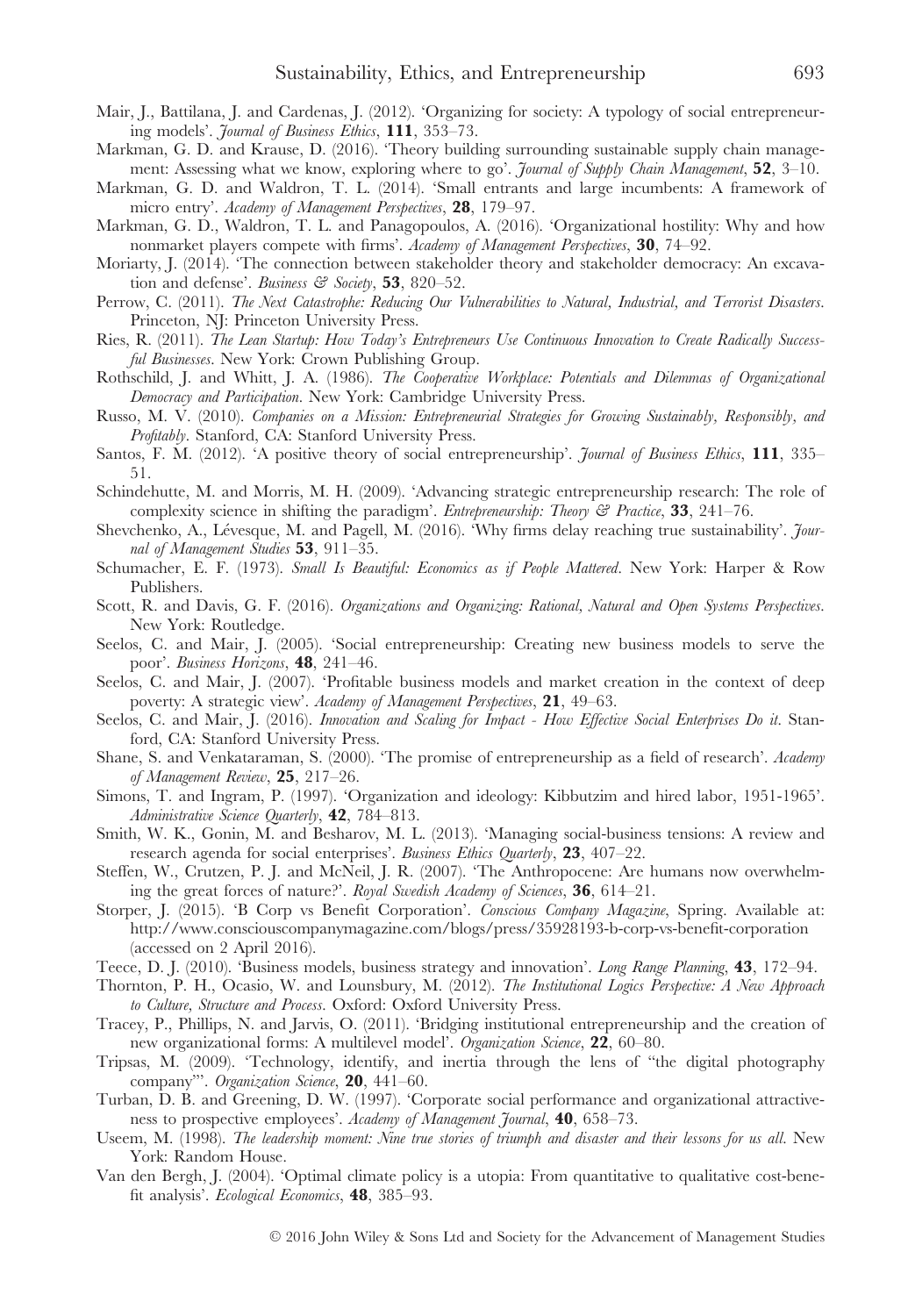Mair, J., Battilana, J. and Cardenas, J. (2012). 'Organizing for society: A typology of social entrepreneuring models'. *Journal of Business Ethics*, **111**, 353–73.

Markman, G. D. and Krause, D. (2016). 'Theory building surrounding sustainable supply chain management: Assessing what we know, exploring where to go'. *Journal of Supply Chain Management*, **52**, 3–10.

Markman, G. D. and Waldron, T. L. (2014). 'Small entrants and large incumbents: A framework of micro entry'. *Academy of Management Perspectives*, **28**, 179–97.

Markman, G. D., Waldron, T. L. and Panagopoulos, A. (2016). 'Organizational hostility: Why and how nonmarket players compete with firms'. *Academy of Management Perspectives*, **30**, 74–92.

Moriarty, J. (2014). 'The connection between stakeholder theory and stakeholder democracy: An excavation and defense'. *Business & Society*, **53**, 820–52.

Perrow, C. (2011). *The Next Catastrophe: Reducing Our Vulnerabilities to Natural, Industrial, and Terrorist Disasters*. Princeton, NJ: Princeton University Press.

Ries, R. (2011). *The Lean Startup: How Today's Entrepreneurs Use Continuous Innovation to Create Radically Successful Businesses*. New York: Crown Publishing Group.

Rothschild, J. and Whitt, J. A. (1986). *The Cooperative Workplace: Potentials and Dilemmas of Organizational Democracy and Participation*. New York: Cambridge University Press.

Russo, M. V. (2010). *Companies on a Mission: Entrepreneurial Strategies for Growing Sustainably, Responsibly, and Profitably*. Stanford, CA: Stanford University Press.

Santos, F. M. (2012). 'A positive theory of social entrepreneurship'. *Journal of Business Ethics*, **111**, 335–51.

Schindehutte, M. and Morris, M. H. (2009). 'Advancing strategic entrepreneurship research: The role of complexity science in shifting the paradigm'. *Entrepreneurship: Theory & Practice*, **33**, 241–76.

Shevchenko, A., Lévesque, M. and Pagell, M. (2016). 'Why firms delay reaching true sustainability'. *Journal of Management Studies* **53**, 911–35.

Schumacher, E. F. (1973). *Small Is Beautiful: Economics as if People Mattered*. New York: Harper & Row Publishers.

Scott, R. and Davis, G. F. (2016). *Organizations and Organizing: Rational, Natural and Open Systems Perspectives*. New York: Routledge.

Seelos, C. and Mair, J. (2005). 'Social entrepreneurship: Creating new business models to serve the poor'. *Business Horizons*, **48**, 241–46.

Seelos, C. and Mair, J. (2007). 'Profitable business models and market creation in the context of deep poverty: A strategic view'. *Academy of Management Perspectives*, **21**, 49–63.

Seelos, C. and Mair, J. (2016). *Innovation and Scaling for Impact - How Effective Social Enterprises Do it*. Stanford, CA: Stanford University Press.

Shane, S. and Venkataraman, S. (2000). 'The promise of entrepreneurship as a field of research'. *Academy of Management Review*, **25**, 217–26.

Simons, T. and Ingram, P. (1997). 'Organization and ideology: Kibbutzim and hired labor, 1951-1965'. *Administrative Science Quarterly*, **42**, 784–813.

Smith, W. K., Gonin, M. and Besharov, M. L. (2013). 'Managing social-business tensions: A review and research agenda for social enterprises'. *Business Ethics Quarterly*, **23**, 407–22.

Steffen, W., Crutzen, P. J. and McNeil, J. R. (2007). 'The Anthropocene: Are humans now overwhelming the great forces of nature?'. *Royal Swedish Academy of Sciences*, **36**, 614–21.

Storper, J. (2015). 'B Corp vs Benefit Corporation'. *Conscious Company Magazine*, Spring. Available at: http://www.consciouscompanymagazine.com/blogs/press/35928193-b-corp-vs-benefit-corporation (accessed on 2 April 2016).

Teece, D. J. (2010). 'Business models, business strategy and innovation'. *Long Range Planning*, **43**, 172–94.

Thornton, P. H., Ocasio, W. and Lounsbury, M. (2012). *The Institutional Logics Perspective: A New Approach to Culture, Structure and Process*. Oxford: Oxford University Press.

Tracey, P., Phillips, N. and Jarvis, O. (2011). 'Bridging institutional entrepreneurship and the creation of new organizational forms: A multilevel model'. *Organization Science*, **22**, 60–80.

Tripsas, M. (2009). 'Technology, identify, and inertia through the lens of "the digital photography company"'. *Organization Science*, **20**, 441–60.

Turban, D. B. and Greening, D. W. (1997). 'Corporate social performance and organizational attractiveness to prospective employees'. *Academy of Management Journal*, **40**, 658–73.

Useem, M. (1998). *The leadership moment: Nine true stories of triumph and disaster and their lessons for us all*. New York: Random House.

Van den Bergh, J. (2004). 'Optimal climate policy is a utopia: From quantitative to qualitative cost-benefit analysis'. *Ecological Economics*, **48**, 385–93.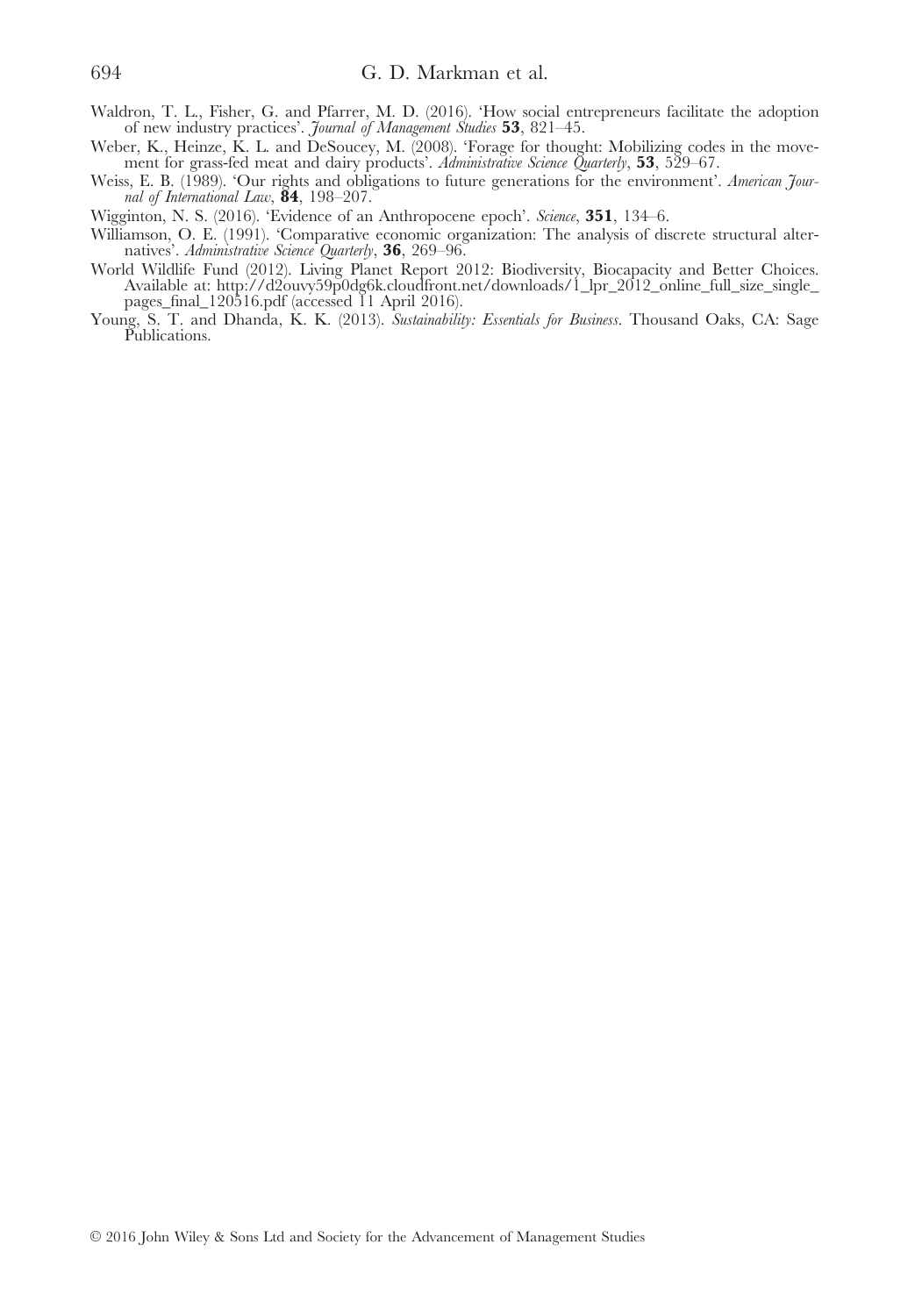Waldron, T. L., Fisher, G. and Pfarrer, M. D. (2016). 'How social entrepreneurs facilitate the adoption of new industry practices'. *Journal of Management Studies* **53**, 821–45.

Weber, K., Heinze, K. L. and DeSoucey, M. (2008). 'Forage for thought: Mobilizing codes in the movement for grass-fed meat and dairy products'. *Administrative Science Quarterly*, **53**, 529–67.

Weiss, E. B. (1989). 'Our rights and obligations to future generations for the environment'. *American Journal of International Law*, **84**, 198–207.

Wigginton, N. S. (2016). 'Evidence of an Anthropocene epoch'. *Science*, **351**, 134–6.

Williamson, O. E. (1991). 'Comparative economic organization: The analysis of discrete structural alternatives'. *Administrative Science Quarterly*, **36**, 269–96.

World Wildlife Fund (2012). Living Planet Report 2012: Biodiversity, Biocapacity and Better Choices. Available at: http://d2ouvy59p0dg6k.cloudfront.net/downloads/1_lpr_2012_online_full_size_single_pages_final_120516.pdf (accessed 11 April 2016).

Young, S. T. and Dhanda, K. K. (2013). *Sustainability: Essentials for Business*. Thousand Oaks, CA: Sage Publications.